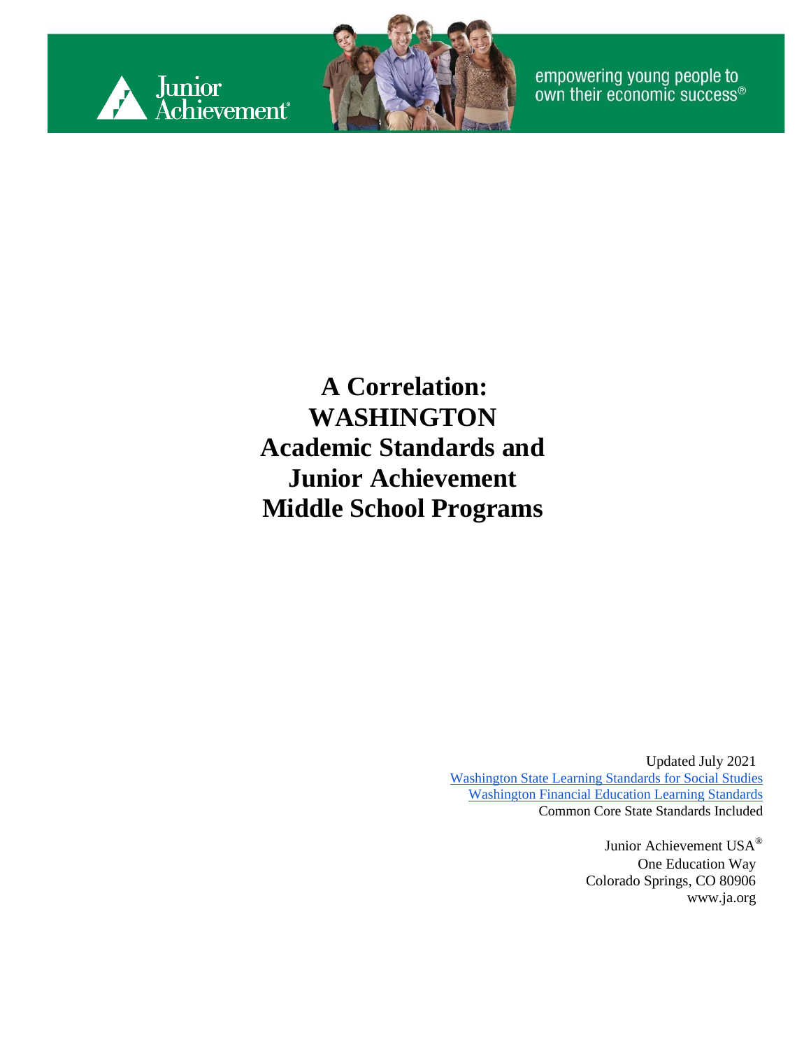Junior Achievement®

empowering young people to own their economic success®

# A Correlation: WASHINGTON Academic Standards and Junior Achievement Middle School Programs

Updated July 2021
Washington State Learning Standards for Social Studies
Washington Financial Education Learning Standards
Common Core State Standards Included

Junior Achievement USA®
One Education Way
Colorado Springs, CO 80906
www.ja.org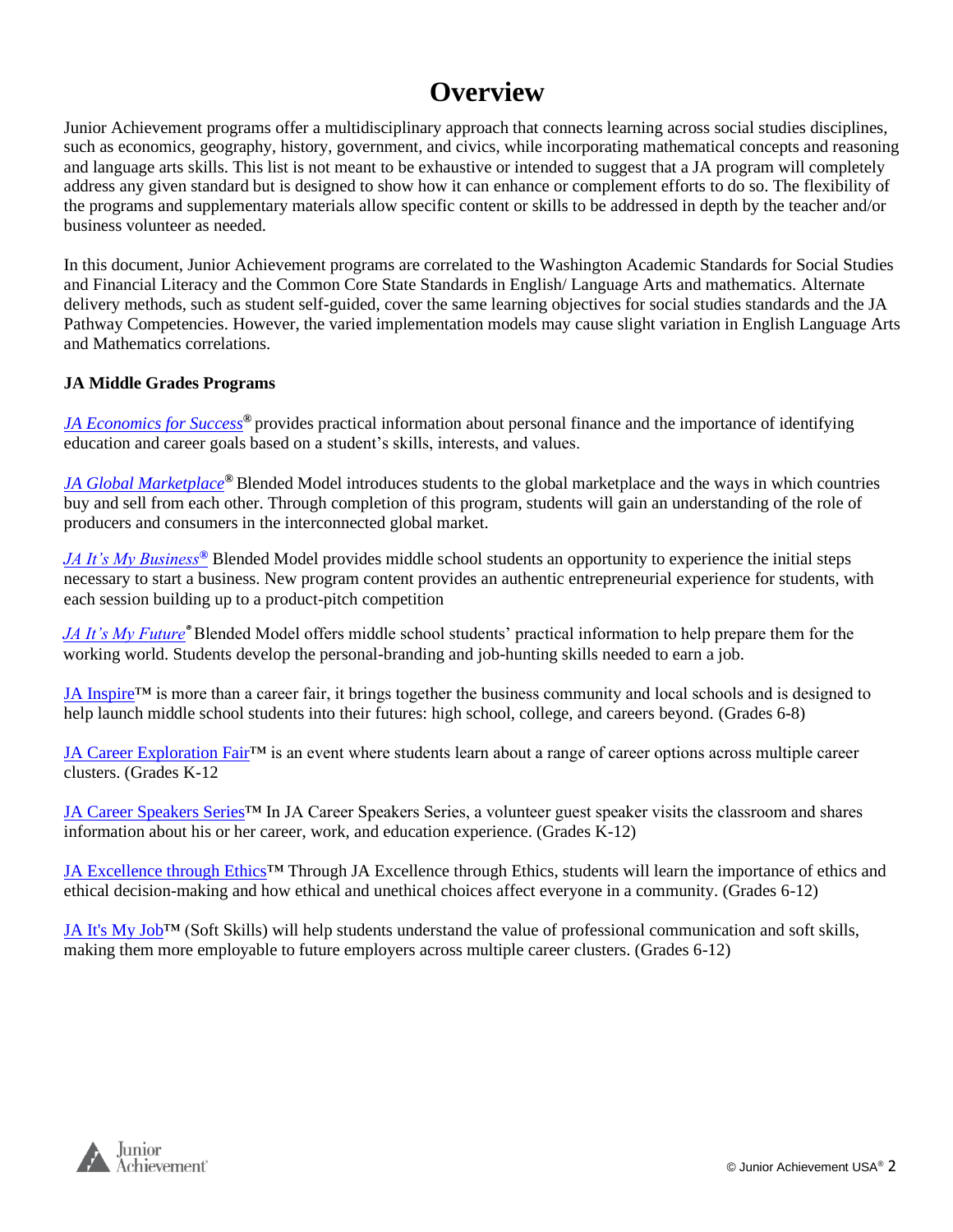# Overview

Junior Achievement programs offer a multidisciplinary approach that connects learning across social studies disciplines, such as economics, geography, history, government, and civics, while incorporating mathematical concepts and reasoning and language arts skills. This list is not meant to be exhaustive or intended to suggest that a JA program will completely address any given standard but is designed to show how it can enhance or complement efforts to do so. The flexibility of the programs and supplementary materials allow specific content or skills to be addressed in depth by the teacher and/or business volunteer as needed.

In this document, Junior Achievement programs are correlated to the Washington Academic Standards for Social Studies and Financial Literacy and the Common Core State Standards in English/ Language Arts and mathematics. Alternate delivery methods, such as student self-guided, cover the same learning objectives for social studies standards and the JA Pathway Competencies. However, the varied implementation models may cause slight variation in English Language Arts and Mathematics correlations.

**JA Middle Grades Programs**

*JA Economics for Success*® provides practical information about personal finance and the importance of identifying education and career goals based on a student's skills, interests, and values.

*JA Global Marketplace*® Blended Model introduces students to the global marketplace and the ways in which countries buy and sell from each other. Through completion of this program, students will gain an understanding of the role of producers and consumers in the interconnected global market.

*JA It's My Business*® Blended Model provides middle school students an opportunity to experience the initial steps necessary to start a business. New program content provides an authentic entrepreneurial experience for students, with each session building up to a product-pitch competition

*JA It's My Future*® Blended Model offers middle school students' practical information to help prepare them for the working world. Students develop the personal-branding and job-hunting skills needed to earn a job.

JA Inspire™ is more than a career fair, it brings together the business community and local schools and is designed to help launch middle school students into their futures: high school, college, and careers beyond. (Grades 6-8)

JA Career Exploration Fair™ is an event where students learn about a range of career options across multiple career clusters. (Grades K-12

JA Career Speakers Series™ In JA Career Speakers Series, a volunteer guest speaker visits the classroom and shares information about his or her career, work, and education experience. (Grades K-12)

JA Excellence through Ethics™ Through JA Excellence through Ethics, students will learn the importance of ethics and ethical decision-making and how ethical and unethical choices affect everyone in a community. (Grades 6-12)

JA It's My Job™ (Soft Skills) will help students understand the value of professional communication and soft skills, making them more employable to future employers across multiple career clusters. (Grades 6-12)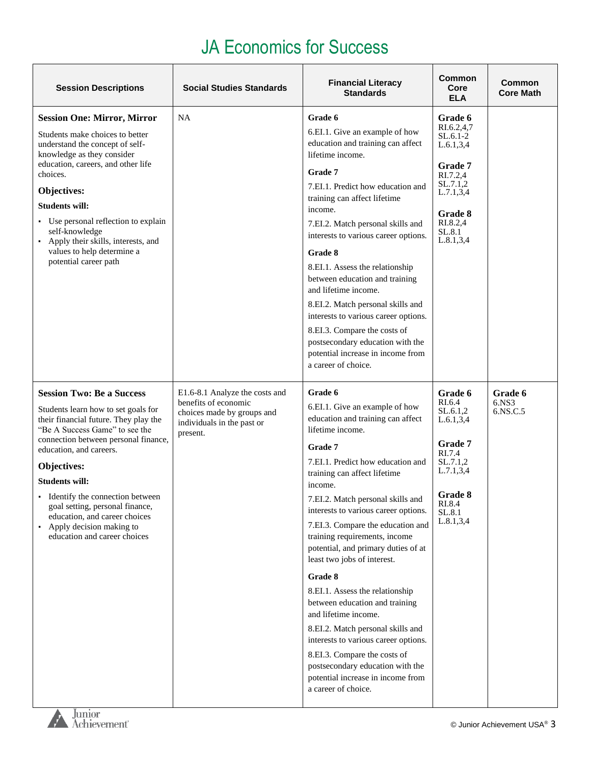# JA Economics for Success

| Session Descriptions | Social Studies Standards | Financial Literacy Standards | Common Core ELA | Common Core Math |
|---|---|---|---|---|
| **Session One: Mirror, Mirror**<br><br>Students make choices to better understand the concept of self-knowledge as they consider education, careers, and other life choices.<br><br>**Objectives:**<br><br>**Students will:**<br><br>▪ Use personal reflection to explain self-knowledge<br>▪ Apply their skills, interests, and values to help determine a potential career path | NA | **Grade 6**<br><br>6.EI.1. Give an example of how education and training can affect lifetime income.<br><br>**Grade 7**<br><br>7.EI.1. Predict how education and training can affect lifetime income.<br><br>7.EI.2. Match personal skills and interests to various career options.<br><br>**Grade 8**<br><br>8.EI.1. Assess the relationship between education and training and lifetime income.<br><br>8.EI.2. Match personal skills and interests to various career options.<br><br>8.EI.3. Compare the costs of postsecondary education with the potential increase in income from a career of choice. | **Grade 6**<br>RI.6.2,4,7<br>SL.6.1-2<br>L.6.1,3,4<br><br>**Grade 7**<br>RI.7.2,4<br>SL.7.1,2<br>L.7.1,3,4<br><br>**Grade 8**<br>RI.8.2,4<br>SL.8.1<br>L.8.1,3,4 | |
| **Session Two: Be a Success**<br><br>Students learn how to set goals for their financial future. They play the "Be A Success Game" to see the connection between personal finance, education, and careers.<br><br>**Objectives:**<br><br>**Students will:**<br><br>▪ Identify the connection between goal setting, personal finance, education, and career choices<br>▪ Apply decision making to education and career choices | E1.6-8.1 Analyze the costs and benefits of economic choices made by groups and individuals in the past or present. | **Grade 6**<br><br>6.EI.1. Give an example of how education and training can affect lifetime income.<br><br>**Grade 7**<br><br>7.EI.1. Predict how education and training can affect lifetime income.<br><br>7.EI.2. Match personal skills and interests to various career options.<br><br>7.EI.3. Compare the education and training requirements, income potential, and primary duties of at least two jobs of interest.<br><br>**Grade 8**<br><br>8.EI.1. Assess the relationship between education and training and lifetime income.<br><br>8.EI.2. Match personal skills and interests to various career options.<br><br>8.EI.3. Compare the costs of postsecondary education with the potential increase in income from a career of choice. | **Grade 6**<br>RI.6.4<br>SL.6.1,2<br>L.6.1,3,4<br><br>**Grade 7**<br>RI.7.4<br>SL.7.1,2<br>L.7.1,3,4<br><br>**Grade 8**<br>RI.8.4<br>SL.8.1<br>L.8.1,3,4 | **Grade 6**<br>6.NS3<br>6.NS.C.5 |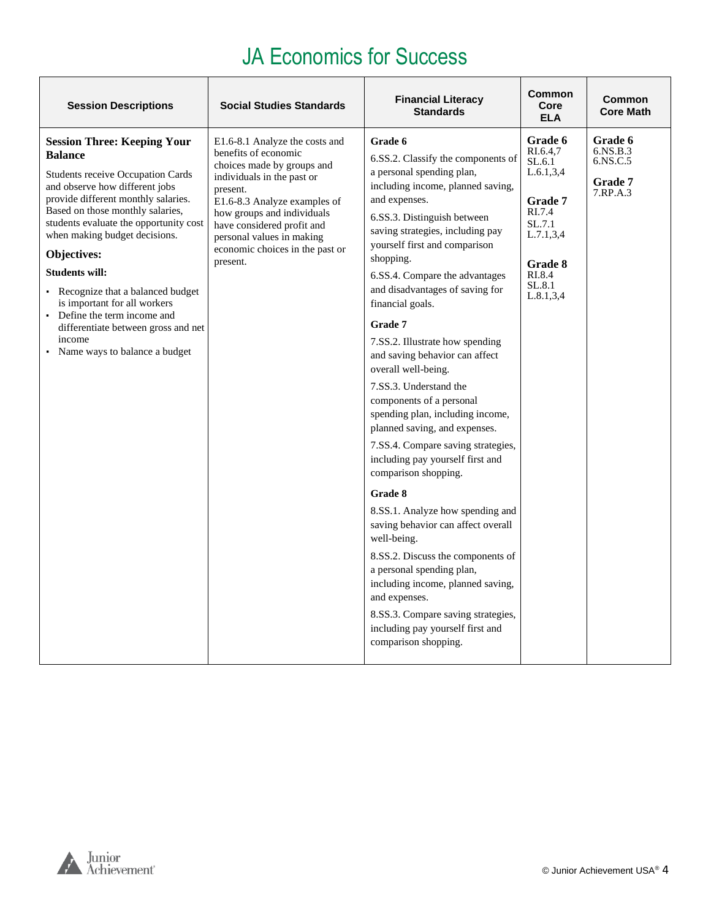# JA Economics for Success

| Session Descriptions | Social Studies Standards | Financial Literacy Standards | Common Core ELA | Common Core Math |
|---|---|---|---|---|
| **Session Three: Keeping Your Balance**<br><br>Students receive Occupation Cards and observe how different jobs provide different monthly salaries. Based on those monthly salaries, students evaluate the opportunity cost when making budget decisions.<br><br>**Objectives:**<br><br>**Students will:**<br>▪ Recognize that a balanced budget is important for all workers<br>▪ Define the term income and differentiate between gross and net income<br>▪ Name ways to balance a budget | E1.6-8.1 Analyze the costs and benefits of economic choices made by groups and individuals in the past or present.<br>E1.6-8.3 Analyze examples of how groups and individuals have considered profit and personal values in making economic choices in the past or present. | **Grade 6**<br>6.SS.2. Classify the components of a personal spending plan, including income, planned saving, and expenses.<br>6.SS.3. Distinguish between saving strategies, including pay yourself first and comparison shopping.<br>6.SS.4. Compare the advantages and disadvantages of saving for financial goals.<br><br>**Grade 7**<br>7.SS.2. Illustrate how spending and saving behavior can affect overall well-being.<br>7.SS.3. Understand the components of a personal spending plan, including income, planned saving, and expenses.<br>7.SS.4. Compare saving strategies, including pay yourself first and comparison shopping.<br><br>**Grade 8**<br>8.SS.1. Analyze how spending and saving behavior can affect overall well-being.<br>8.SS.2. Discuss the components of a personal spending plan, including income, planned saving, and expenses.<br>8.SS.3. Compare saving strategies, including pay yourself first and comparison shopping. | **Grade 6**<br>RI.6.4,7<br>SL.6.1<br>L.6.1,3,4<br><br>**Grade 7**<br>RI.7.4<br>SL.7.1<br>L.7.1,3,4<br><br>**Grade 8**<br>RI.8.4<br>SL.8.1<br>L.8.1,3,4 | **Grade 6**<br>6.NS.B.3<br>6.NS.C.5<br><br>**Grade 7**<br>7.RP.A.3 |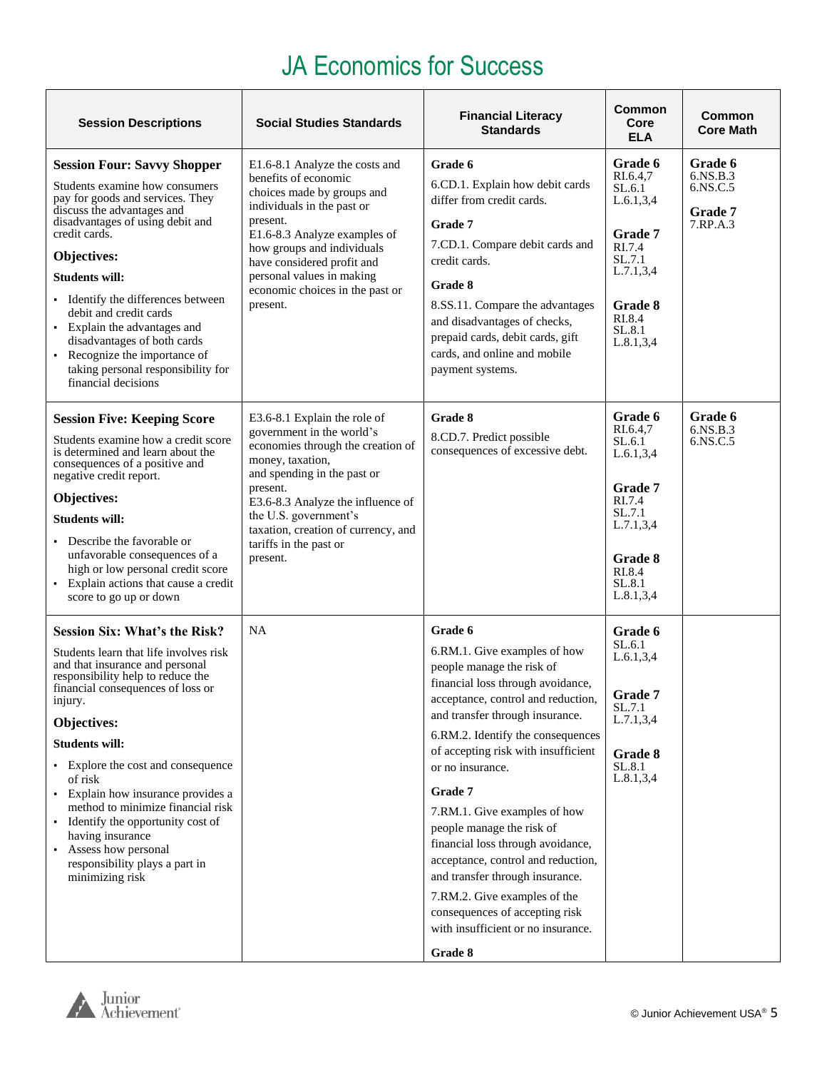# JA Economics for Success

| Session Descriptions | Social Studies Standards | Financial Literacy Standards | Common Core ELA | Common Core Math |
|---|---|---|---|---|
| **Session Four: Savvy Shopper**<br>Students examine how consumers pay for goods and services. They discuss the advantages and disadvantages of using debit and credit cards.<br>**Objectives:**<br>**Students will:**<br>▪ Identify the differences between debit and credit cards<br>▪ Explain the advantages and disadvantages of both cards<br>▪ Recognize the importance of taking personal responsibility for financial decisions | E1.6-8.1 Analyze the costs and benefits of economic choices made by groups and individuals in the past or present.<br>E1.6-8.3 Analyze examples of how groups and individuals have considered profit and personal values in making economic choices in the past or present. | **Grade 6**<br>6.CD.1. Explain how debit cards differ from credit cards.<br>**Grade 7**<br>7.CD.1. Compare debit cards and credit cards.<br>**Grade 8**<br>8.SS.11. Compare the advantages and disadvantages of checks, prepaid cards, debit cards, gift cards, and online and mobile payment systems. | **Grade 6**<br>RI.6.4,7<br>SL.6.1<br>L.6.1,3,4<br>**Grade 7**<br>RI.7.4<br>SL.7.1<br>L.7.1,3,4<br>**Grade 8**<br>RI.8.4<br>SL.8.1<br>L.8.1,3,4 | **Grade 6**<br>6.NS.B.3<br>6.NS.C.5<br>**Grade 7**<br>7.RP.A.3 |
| **Session Five: Keeping Score**<br>Students examine how a credit score is determined and learn about the consequences of a positive and negative credit report.<br>**Objectives:**<br>**Students will:**<br>▪ Describe the favorable or unfavorable consequences of a high or low personal credit score<br>▪ Explain actions that cause a credit score to go up or down | E3.6-8.1 Explain the role of government in the world's economies through the creation of money, taxation, and spending in the past or present.<br>E3.6-8.3 Analyze the influence of the U.S. government's taxation, creation of currency, and tariffs in the past or present. | **Grade 8**<br>8.CD.7. Predict possible consequences of excessive debt. | **Grade 6**<br>RI.6.4,7<br>SL.6.1<br>L.6.1,3,4<br>**Grade 7**<br>RI.7.4<br>SL.7.1<br>L.7.1,3,4<br>**Grade 8**<br>RI.8.4<br>SL.8.1<br>L.8.1,3,4 | **Grade 6**<br>6.NS.B.3<br>6.NS.C.5 |
| **Session Six: What's the Risk?**<br>Students learn that life involves risk and that insurance and personal responsibility help to reduce the financial consequences of loss or injury.<br>**Objectives:**<br>**Students will:**<br>▪ Explore the cost and consequence of risk<br>▪ Explain how insurance provides a method to minimize financial risk<br>▪ Identify the opportunity cost of having insurance<br>▪ Assess how personal responsibility plays a part in minimizing risk | NA | **Grade 6**<br>6.RM.1. Give examples of how people manage the risk of financial loss through avoidance, acceptance, control and reduction, and transfer through insurance.<br>6.RM.2. Identify the consequences of accepting risk with insufficient or no insurance.<br>**Grade 7**<br>7.RM.1. Give examples of how people manage the risk of financial loss through avoidance, acceptance, control and reduction, and transfer through insurance.<br>7.RM.2. Give examples of the consequences of accepting risk with insufficient or no insurance.<br>**Grade 8** | **Grade 6**<br>SL.6.1<br>L.6.1,3,4<br>**Grade 7**<br>SL.7.1<br>L.7.1,3,4<br>**Grade 8**<br>SL.8.1<br>L.8.1,3,4 | |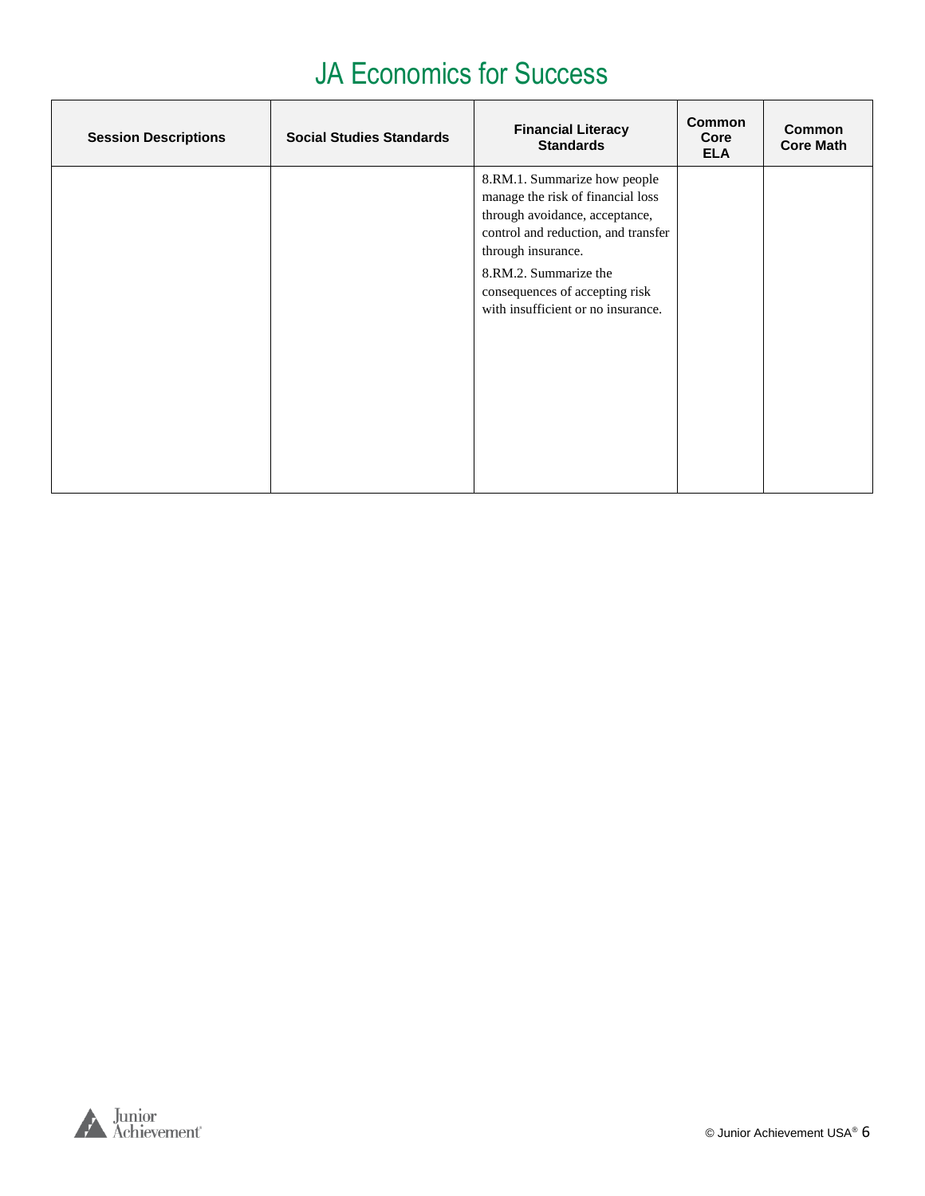# JA Economics for Success

| Session Descriptions | Social Studies Standards | Financial Literacy Standards | Common Core ELA | Common Core Math |
|---|---|---|---|---|
| | | 8.RM.1. Summarize how people manage the risk of financial loss through avoidance, acceptance, control and reduction, and transfer through insurance.<br><br>8.RM.2. Summarize the consequences of accepting risk with insufficient or no insurance. | | |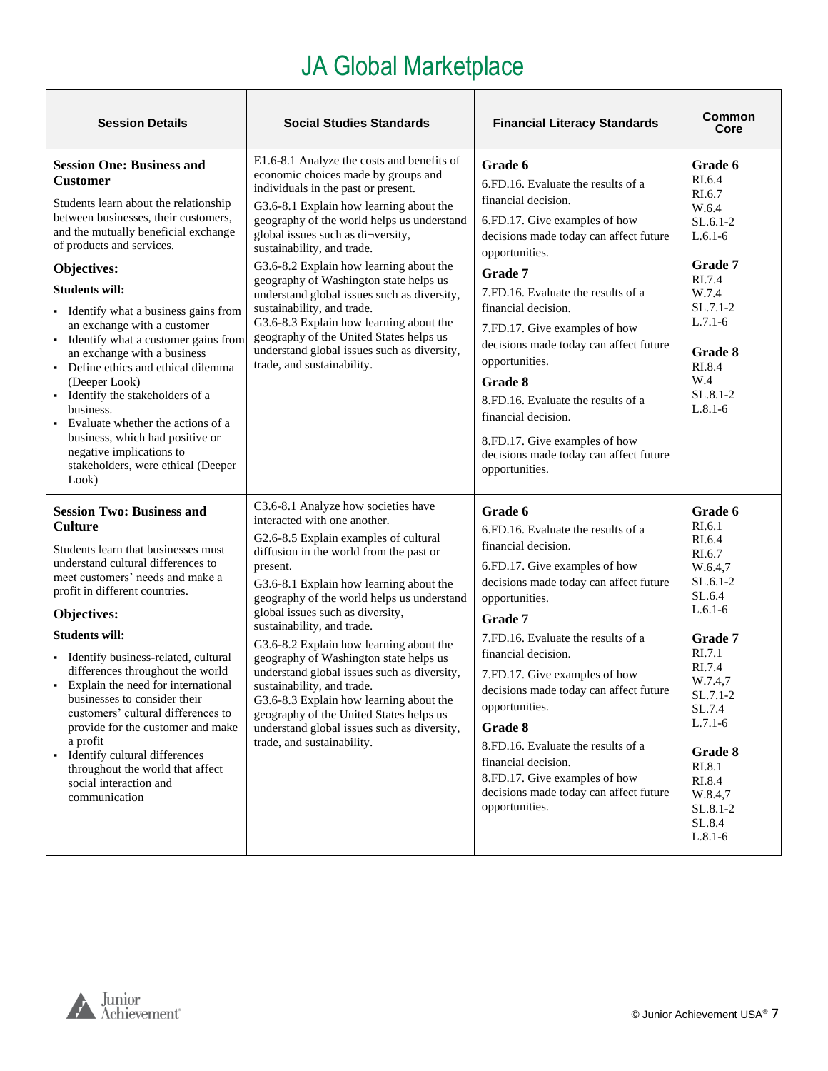# JA Global Marketplace

| Session Details | Social Studies Standards | Financial Literacy Standards | Common Core |
|---|---|---|---|
| **Session One: Business and Customer**<br><br>Students learn about the relationship between businesses, their customers, and the mutually beneficial exchange of products and services.<br><br>**Objectives:**<br><br>**Students will:**<br><br>▪ Identify what a business gains from an exchange with a customer<br>▪ Identify what a customer gains from an exchange with a business<br>▪ Define ethics and ethical dilemma (Deeper Look)<br>▪ Identify the stakeholders of a business.<br>▪ Evaluate whether the actions of a business, which had positive or negative implications to stakeholders, were ethical (Deeper Look) | E1.6-8.1 Analyze the costs and benefits of economic choices made by groups and individuals in the past or present.<br><br>G3.6-8.1 Explain how learning about the geography of the world helps us understand global issues such as di¬versity, sustainability, and trade.<br><br>G3.6-8.2 Explain how learning about the geography of Washington state helps us understand global issues such as diversity, sustainability, and trade.<br><br>G3.6-8.3 Explain how learning about the geography of the United States helps us understand global issues such as diversity, trade, and sustainability. | **Grade 6**<br><br>6.FD.16. Evaluate the results of a financial decision.<br><br>6.FD.17. Give examples of how decisions made today can affect future opportunities.<br><br>**Grade 7**<br><br>7.FD.16. Evaluate the results of a financial decision.<br><br>7.FD.17. Give examples of how decisions made today can affect future opportunities.<br><br>**Grade 8**<br><br>8.FD.16. Evaluate the results of a financial decision.<br><br>8.FD.17. Give examples of how decisions made today can affect future opportunities. | **Grade 6**<br>RI.6.4<br>RI.6.7<br>W.6.4<br>SL.6.1-2<br>L.6.1-6<br><br>**Grade 7**<br>RI.7.4<br>W.7.4<br>SL.7.1-2<br>L.7.1-6<br><br>**Grade 8**<br>RI.8.4<br>W.4<br>SL.8.1-2<br>L.8.1-6 |
| **Session Two: Business and Culture**<br><br>Students learn that businesses must understand cultural differences to meet customers' needs and make a profit in different countries.<br><br>**Objectives:**<br><br>**Students will:**<br><br>▪ Identify business-related, cultural differences throughout the world<br>▪ Explain the need for international businesses to consider their customers' cultural differences to provide for the customer and make a profit<br>▪ Identify cultural differences throughout the world that affect social interaction and communication | C3.6-8.1 Analyze how societies have interacted with one another.<br><br>G2.6-8.5 Explain examples of cultural diffusion in the world from the past or present.<br><br>G3.6-8.1 Explain how learning about the geography of the world helps us understand global issues such as diversity, sustainability, and trade.<br><br>G3.6-8.2 Explain how learning about the geography of Washington state helps us understand global issues such as diversity, sustainability, and trade.<br><br>G3.6-8.3 Explain how learning about the geography of the United States helps us understand global issues such as diversity, trade, and sustainability. | **Grade 6**<br><br>6.FD.16. Evaluate the results of a financial decision.<br><br>6.FD.17. Give examples of how decisions made today can affect future opportunities.<br><br>**Grade 7**<br><br>7.FD.16. Evaluate the results of a financial decision.<br><br>7.FD.17. Give examples of how decisions made today can affect future opportunities.<br><br>**Grade 8**<br><br>8.FD.16. Evaluate the results of a financial decision.<br><br>8.FD.17. Give examples of how decisions made today can affect future opportunities. | **Grade 6**<br>RI.6.1<br>RI.6.4<br>RI.6.7<br>W.6.4,7<br>SL.6.1-2<br>SL.6.4<br>L.6.1-6<br><br>**Grade 7**<br>RI.7.1<br>RI.7.4<br>W.7.4,7<br>SL.7.1-2<br>SL.7.4<br>L.7.1-6<br><br>**Grade 8**<br>RI.8.1<br>RI.8.4<br>W.8.4,7<br>SL.8.1-2<br>SL.8.4<br>L.8.1-6 |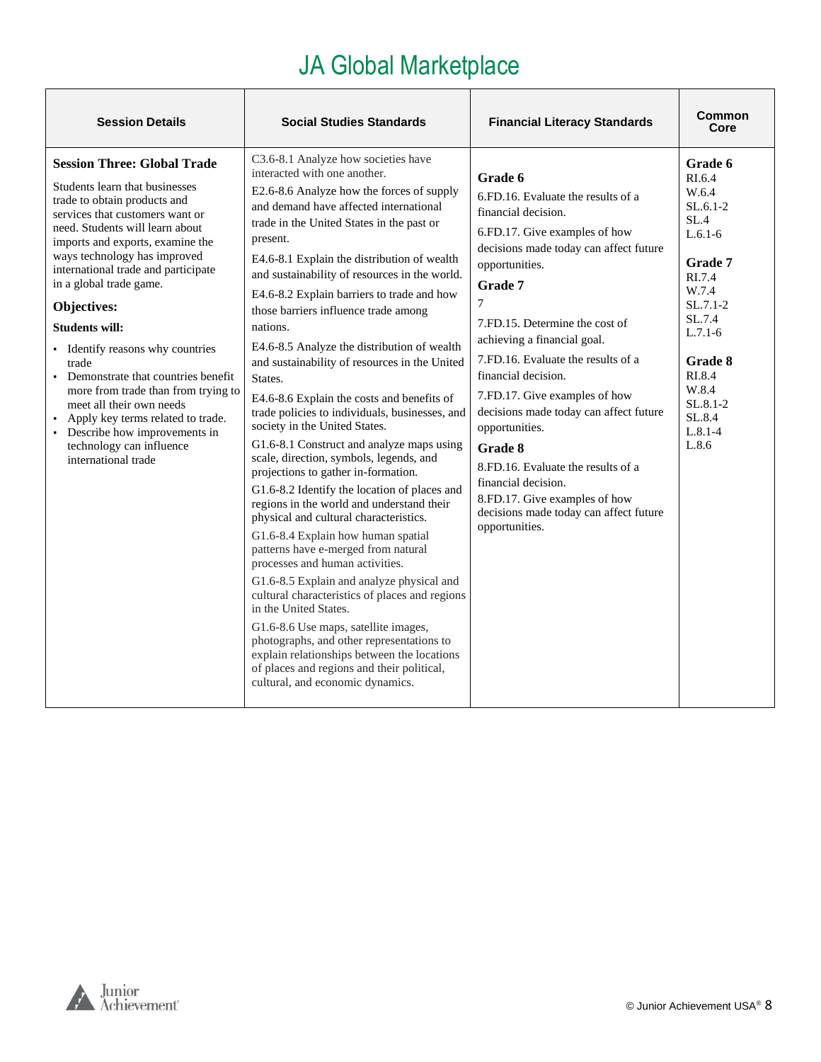# JA Global Marketplace

| Session Details | Social Studies Standards | Financial Literacy Standards | Common Core |
|---|---|---|---|
| **Session Three: Global Trade**<br><br>Students learn that businesses trade to obtain products and services that customers want or need. Students will learn about imports and exports, examine the ways technology has improved international trade and participate in a global trade game.<br><br>**Objectives:**<br><br>**Students will:**<br>▪ Identify reasons why countries trade<br>▪ Demonstrate that countries benefit more from trade than from trying to meet all their own needs<br>▪ Apply key terms related to trade.<br>▪ Describe how improvements in technology can influence international trade | C3.6-8.1 Analyze how societies have interacted with one another.<br><br>E2.6-8.6 Analyze how the forces of supply and demand have affected international trade in the United States in the past or present.<br><br>E4.6-8.1 Explain the distribution of wealth and sustainability of resources in the world.<br><br>E4.6-8.2 Explain barriers to trade and how those barriers influence trade among nations.<br><br>E4.6-8.5 Analyze the distribution of wealth and sustainability of resources in the United States.<br><br>E4.6-8.6 Explain the costs and benefits of trade policies to individuals, businesses, and society in the United States.<br><br>G1.6-8.1 Construct and analyze maps using scale, direction, symbols, legends, and projections to gather in-formation.<br><br>G1.6-8.2 Identify the location of places and regions in the world and understand their physical and cultural characteristics.<br><br>G1.6-8.4 Explain how human spatial patterns have e-merged from natural processes and human activities.<br><br>G1.6-8.5 Explain and analyze physical and cultural characteristics of places and regions in the United States.<br><br>G1.6-8.6 Use maps, satellite images, photographs, and other representations to explain relationships between the locations of places and regions and their political, cultural, and economic dynamics. | **Grade 6**<br>6.FD.16. Evaluate the results of a financial decision.<br><br>6.FD.17. Give examples of how decisions made today can affect future opportunities.<br><br>**Grade 7**<br>7<br><br>7.FD.15. Determine the cost of achieving a financial goal.<br><br>7.FD.16. Evaluate the results of a financial decision.<br><br>7.FD.17. Give examples of how decisions made today can affect future opportunities.<br><br>**Grade 8**<br>8.FD.16. Evaluate the results of a financial decision.<br><br>8.FD.17. Give examples of how decisions made today can affect future opportunities. | **Grade 6**<br>RI.6.4<br>W.6.4<br>SL.6.1-2<br>SL.4<br>L.6.1-6<br><br>**Grade 7**<br>RI.7.4<br>W.7.4<br>SL.7.1-2<br>SL.7.4<br>L.7.1-6<br><br>**Grade 8**<br>RI.8.4<br>W.8.4<br>SL.8.1-2<br>SL.8.4<br>L.8.1-4<br>L.8.6 |

© Junior Achievement USA®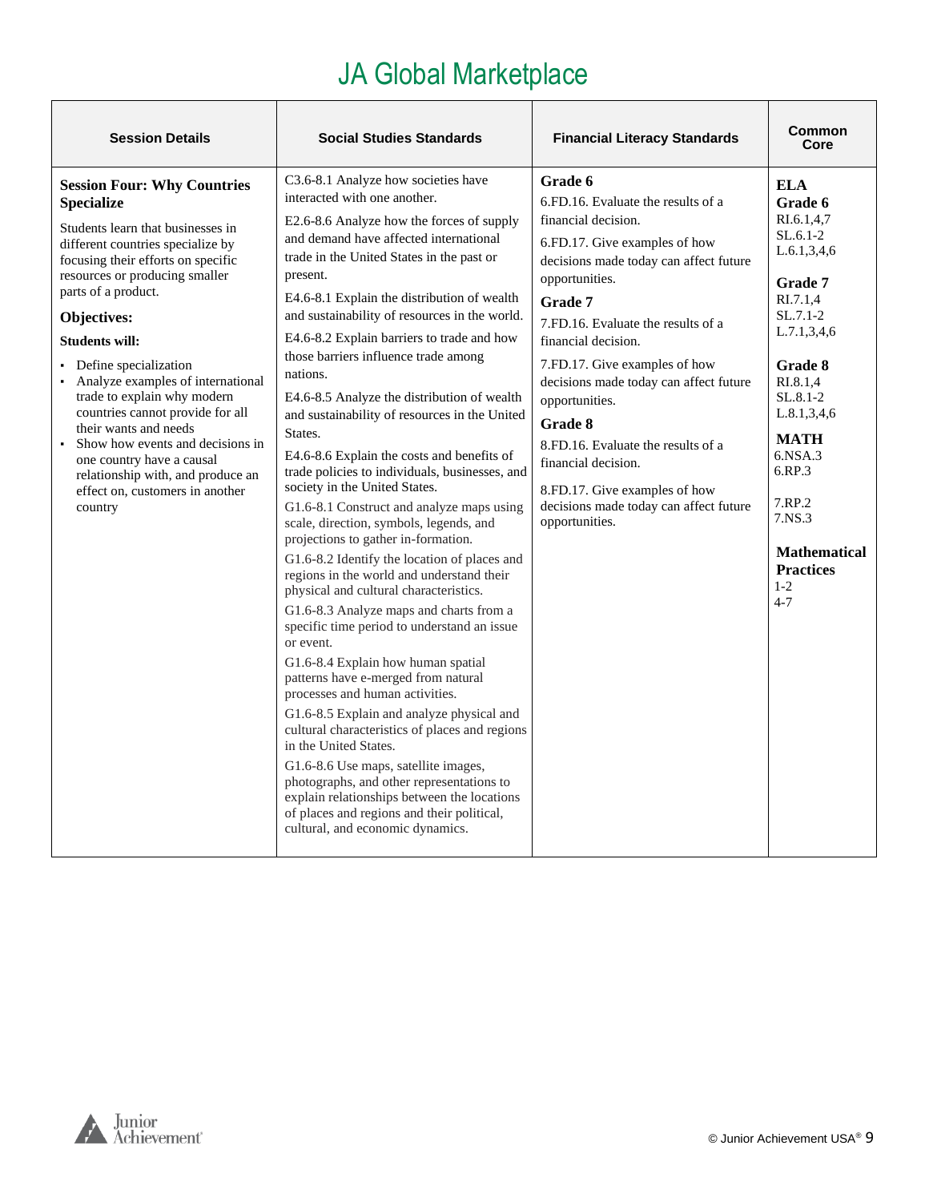# JA Global Marketplace

| Session Details | Social Studies Standards | Financial Literacy Standards | Common Core |
|---|---|---|---|
| **Session Four: Why Countries Specialize**<br><br>Students learn that businesses in different countries specialize by focusing their efforts on specific resources or producing smaller parts of a product.<br><br>**Objectives:**<br><br>**Students will:**<br><br>▪ Define specialization<br>▪ Analyze examples of international trade to explain why modern countries cannot provide for all their wants and needs<br>▪ Show how events and decisions in one country have a causal relationship with, and produce an effect on, customers in another country | C3.6-8.1 Analyze how societies have interacted with one another.<br><br>E2.6-8.6 Analyze how the forces of supply and demand have affected international trade in the United States in the past or present.<br><br>E4.6-8.1 Explain the distribution of wealth and sustainability of resources in the world.<br><br>E4.6-8.2 Explain barriers to trade and how those barriers influence trade among nations.<br><br>E4.6-8.5 Analyze the distribution of wealth and sustainability of resources in the United States.<br><br>E4.6-8.6 Explain the costs and benefits of trade policies to individuals, businesses, and society in the United States.<br><br>G1.6-8.1 Construct and analyze maps using scale, direction, symbols, legends, and projections to gather in-formation.<br><br>G1.6-8.2 Identify the location of places and regions in the world and understand their physical and cultural characteristics.<br><br>G1.6-8.3 Analyze maps and charts from a specific time period to understand an issue or event.<br><br>G1.6-8.4 Explain how human spatial patterns have e-merged from natural processes and human activities.<br><br>G1.6-8.5 Explain and analyze physical and cultural characteristics of places and regions in the United States.<br><br>G1.6-8.6 Use maps, satellite images, photographs, and other representations to explain relationships between the locations of places and regions and their political, cultural, and economic dynamics. | **Grade 6**<br>6.FD.16. Evaluate the results of a financial decision.<br><br>6.FD.17. Give examples of how decisions made today can affect future opportunities.<br><br>**Grade 7**<br>7.FD.16. Evaluate the results of a financial decision.<br><br>7.FD.17. Give examples of how decisions made today can affect future opportunities.<br><br>**Grade 8**<br>8.FD.16. Evaluate the results of a financial decision.<br><br>8.FD.17. Give examples of how decisions made today can affect future opportunities. | **ELA**<br>**Grade 6**<br>RI.6.1,4,7<br>SL.6.1-2<br>L.6.1,3,4,6<br><br>**Grade 7**<br>RI.7.1,4<br>SL.7.1-2<br>L.7.1,3,4,6<br><br>**Grade 8**<br>RI.8.1,4<br>SL.8.1-2<br>L.8.1,3,4,6<br><br>**MATH**<br>6.NSA.3<br>6.RP.3<br><br>7.RP.2<br>7.NS.3<br><br>**Mathematical Practices**<br>1-2<br>4-7 |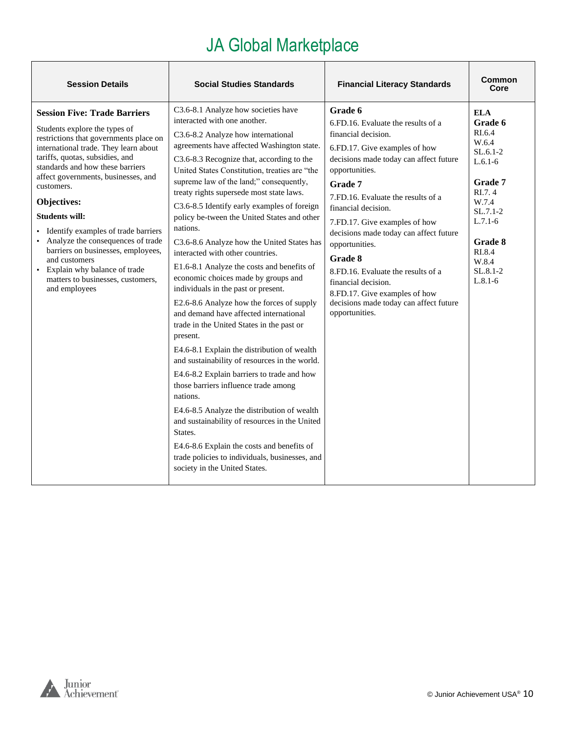# JA Global Marketplace

| Session Details | Social Studies Standards | Financial Literacy Standards | Common Core |
| --- | --- | --- | --- |
| **Session Five: Trade Barriers**<br><br>Students explore the types of restrictions that governments place on international trade. They learn about tariffs, quotas, subsidies, and standards and how these barriers affect governments, businesses, and customers.<br><br>**Objectives:**<br><br>**Students will:**<br><br>▪ Identify examples of trade barriers<br>▪ Analyze the consequences of trade barriers on businesses, employees, and customers<br>▪ Explain why balance of trade matters to businesses, customers, and employees | C3.6-8.1 Analyze how societies have interacted with one another.<br><br>C3.6-8.2 Analyze how international agreements have affected Washington state.<br><br>C3.6-8.3 Recognize that, according to the United States Constitution, treaties are "the supreme law of the land;" consequently, treaty rights supersede most state laws.<br><br>C3.6-8.5 Identify early examples of foreign policy be-tween the United States and other nations.<br><br>C3.6-8.6 Analyze how the United States has interacted with other countries.<br><br>E1.6-8.1 Analyze the costs and benefits of economic choices made by groups and individuals in the past or present.<br><br>E2.6-8.6 Analyze how the forces of supply and demand have affected international trade in the United States in the past or present.<br><br>E4.6-8.1 Explain the distribution of wealth and sustainability of resources in the world.<br><br>E4.6-8.2 Explain barriers to trade and how those barriers influence trade among nations.<br><br>E4.6-8.5 Analyze the distribution of wealth and sustainability of resources in the United States.<br><br>E4.6-8.6 Explain the costs and benefits of trade policies to individuals, businesses, and society in the United States. | **Grade 6**<br>6.FD.16. Evaluate the results of a financial decision.<br><br>6.FD.17. Give examples of how decisions made today can affect future opportunities.<br><br>**Grade 7**<br>7.FD.16. Evaluate the results of a financial decision.<br><br>7.FD.17. Give examples of how decisions made today can affect future opportunities.<br><br>**Grade 8**<br>8.FD.16. Evaluate the results of a financial decision.<br>8.FD.17. Give examples of how decisions made today can affect future opportunities. | **ELA**<br>**Grade 6**<br>RI.6.4<br>W.6.4<br>SL.6.1-2<br>L.6.1-6<br><br>**Grade 7**<br>RI.7. 4<br>W.7.4<br>SL.7.1-2<br>L.7.1-6<br><br>**Grade 8**<br>RI.8.4<br>W.8.4<br>SL.8.1-2<br>L.8.1-6 |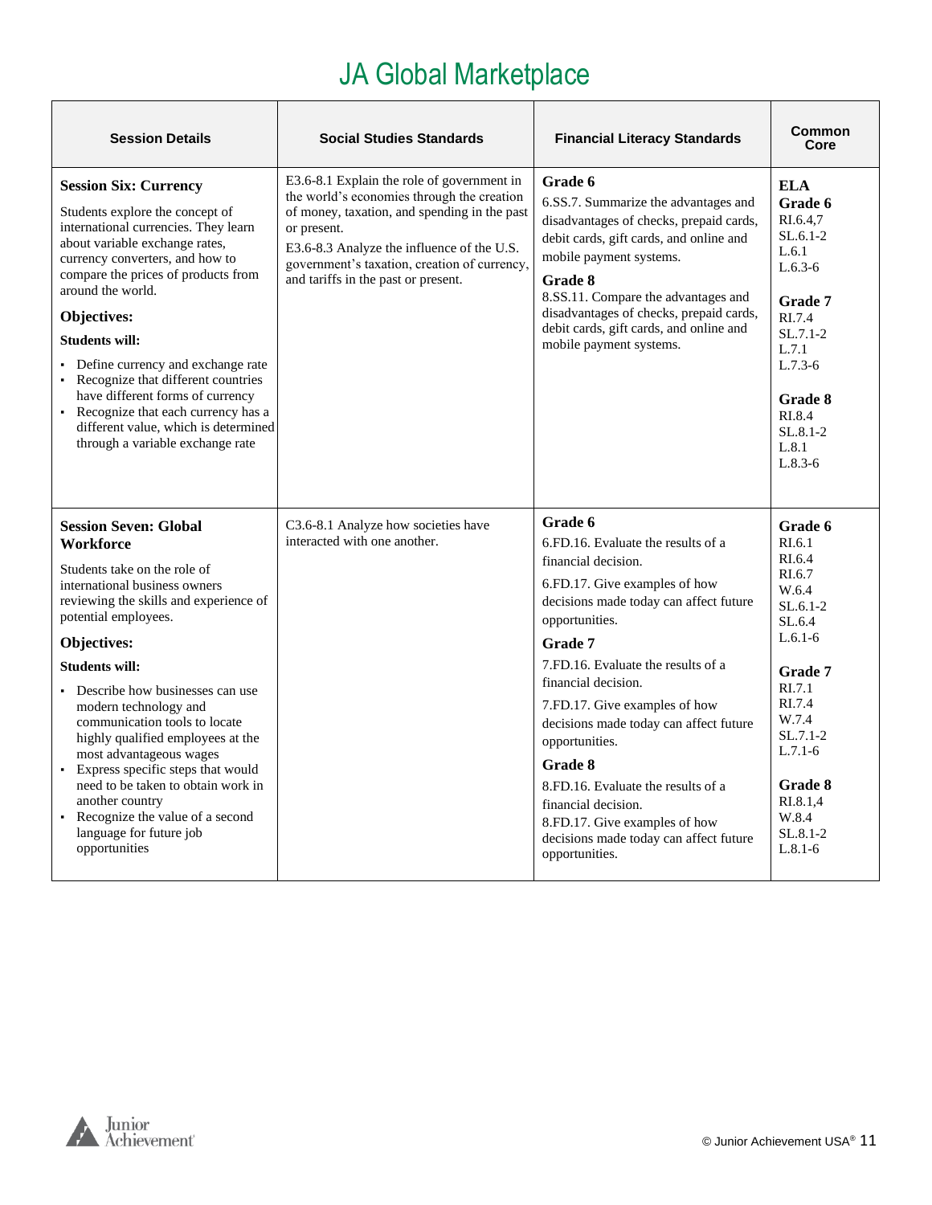# JA Global Marketplace

| Session Details | Social Studies Standards | Financial Literacy Standards | Common Core |
|---|---|---|---|
| **Session Six: Currency**<br><br>Students explore the concept of international currencies. They learn about variable exchange rates, currency converters, and how to compare the prices of products from around the world.<br><br>**Objectives:**<br><br>**Students will:**<br><br>▪ Define currency and exchange rate<br>▪ Recognize that different countries have different forms of currency<br>▪ Recognize that each currency has a different value, which is determined through a variable exchange rate | E3.6-8.1 Explain the role of government in the world's economies through the creation of money, taxation, and spending in the past or present.<br><br>E3.6-8.3 Analyze the influence of the U.S. government's taxation, creation of currency, and tariffs in the past or present. | **Grade 6**<br><br>6.SS.7. Summarize the advantages and disadvantages of checks, prepaid cards, debit cards, gift cards, and online and mobile payment systems.<br><br>**Grade 8**<br><br>8.SS.11. Compare the advantages and disadvantages of checks, prepaid cards, debit cards, gift cards, and online and mobile payment systems. | **ELA**<br>**Grade 6**<br>RI.6.4,7<br>SL.6.1-2<br>L.6.1<br>L.6.3-6<br><br>**Grade 7**<br>RI.7.4<br>SL.7.1-2<br>L.7.1<br>L.7.3-6<br><br>**Grade 8**<br>RI.8.4<br>SL.8.1-2<br>L.8.1<br>L.8.3-6 |
| **Session Seven: Global Workforce**<br><br>Students take on the role of international business owners reviewing the skills and experience of potential employees.<br><br>**Objectives:**<br><br>**Students will:**<br><br>▪ Describe how businesses can use modern technology and communication tools to locate highly qualified employees at the most advantageous wages<br>▪ Express specific steps that would need to be taken to obtain work in another country<br>▪ Recognize the value of a second language for future job opportunities | C3.6-8.1 Analyze how societies have interacted with one another. | **Grade 6**<br><br>6.FD.16. Evaluate the results of a financial decision.<br><br>6.FD.17. Give examples of how decisions made today can affect future opportunities.<br><br>**Grade 7**<br><br>7.FD.16. Evaluate the results of a financial decision.<br><br>7.FD.17. Give examples of how decisions made today can affect future opportunities.<br><br>**Grade 8**<br><br>8.FD.16. Evaluate the results of a financial decision.<br><br>8.FD.17. Give examples of how decisions made today can affect future opportunities. | **Grade 6**<br>RI.6.1<br>RI.6.4<br>RI.6.7<br>W.6.4<br>SL.6.1-2<br>SL.6.4<br>L.6.1-6<br><br>**Grade 7**<br>RI.7.1<br>RI.7.4<br>W.7.4<br>SL.7.1-2<br>L.7.1-6<br><br>**Grade 8**<br>RI.8.1,4<br>W.8.4<br>SL.8.1-2<br>L.8.1-6 |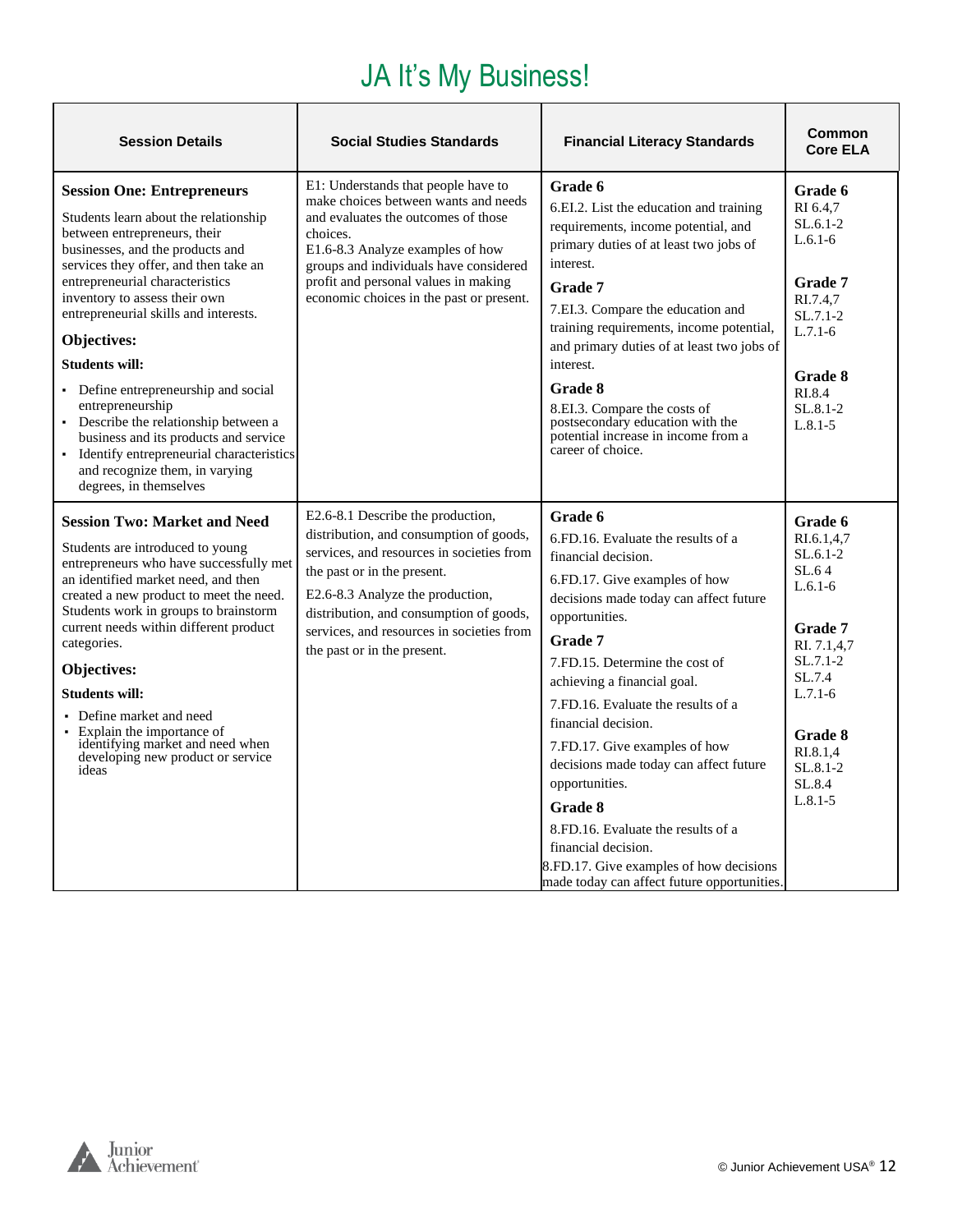# JA It's My Business!

| Session Details | Social Studies Standards | Financial Literacy Standards | Common Core ELA |
|---|---|---|---|
| **Session One: Entrepreneurs**<br><br>Students learn about the relationship between entrepreneurs, their businesses, and the products and services they offer, and then take an entrepreneurial characteristics inventory to assess their own entrepreneurial skills and interests.<br><br>**Objectives:**<br><br>**Students will:**<br><br>▪ Define entrepreneurship and social entrepreneurship<br>▪ Describe the relationship between a business and its products and service<br>▪ Identify entrepreneurial characteristics and recognize them, in varying degrees, in themselves | E1: Understands that people have to make choices between wants and needs and evaluates the outcomes of those choices.<br>E1.6-8.3 Analyze examples of how groups and individuals have considered profit and personal values in making economic choices in the past or present. | **Grade 6**<br>6.EI.2. List the education and training requirements, income potential, and primary duties of at least two jobs of interest.<br>**Grade 7**<br>7.EI.3. Compare the education and training requirements, income potential, and primary duties of at least two jobs of interest.<br>**Grade 8**<br>8.EI.3. Compare the costs of postsecondary education with the potential increase in income from a career of choice. | **Grade 6**<br>RI 6.4,7<br>SL.6.1-2<br>L.6.1-6<br><br>**Grade 7**<br>RI.7.4,7<br>SL.7.1-2<br>L.7.1-6<br><br>**Grade 8**<br>RI.8.4<br>SL.8.1-2<br>L.8.1-5 |
| **Session Two: Market and Need**<br><br>Students are introduced to young entrepreneurs who have successfully met an identified market need, and then created a new product to meet the need. Students work in groups to brainstorm current needs within different product categories.<br><br>**Objectives:**<br><br>**Students will:**<br><br>▪ Define market and need<br>▪ Explain the importance of identifying market and need when developing new product or service ideas | E2.6-8.1 Describe the production, distribution, and consumption of goods, services, and resources in societies from the past or in the present.<br>E2.6-8.3 Analyze the production, distribution, and consumption of goods, services, and resources in societies from the past or in the present. | **Grade 6**<br>6.FD.16. Evaluate the results of a financial decision.<br>6.FD.17. Give examples of how decisions made today can affect future opportunities.<br>**Grade 7**<br>7.FD.15. Determine the cost of achieving a financial goal.<br>7.FD.16. Evaluate the results of a financial decision.<br>7.FD.17. Give examples of how decisions made today can affect future opportunities.<br>**Grade 8**<br>8.FD.16. Evaluate the results of a financial decision.<br>8.FD.17. Give examples of how decisions made today can affect future opportunities. | **Grade 6**<br>RI.6.1,4,7<br>SL.6.1-2<br>SL.6 4<br>L.6.1-6<br><br>**Grade 7**<br>RI. 7.1,4,7<br>SL.7.1-2<br>SL.7.4<br>L.7.1-6<br><br>**Grade 8**<br>RI.8.1,4<br>SL.8.1-2<br>SL.8.4<br>L.8.1-5 |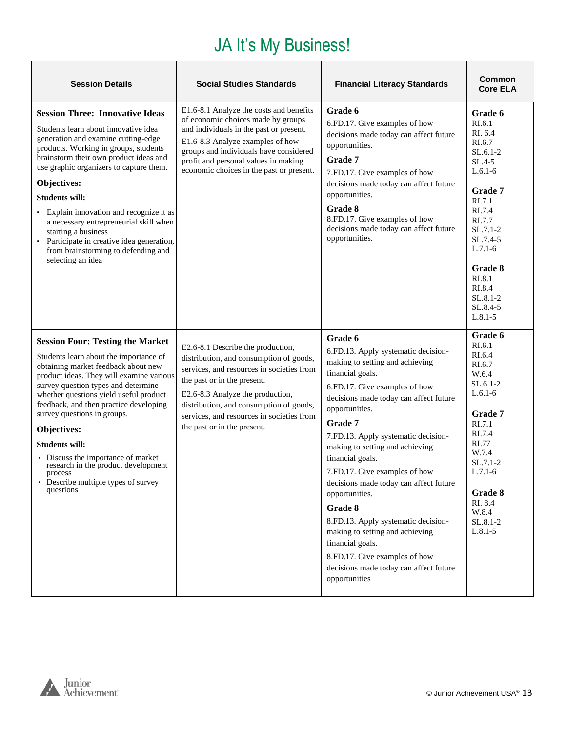# JA It's My Business!

| Session Details | Social Studies Standards | Financial Literacy Standards | Common Core ELA |
|---|---|---|---|
| **Session Three: Innovative Ideas**<br><br>Students learn about innovative idea generation and examine cutting-edge products. Working in groups, students brainstorm their own product ideas and use graphic organizers to capture them.<br><br>**Objectives:**<br><br>**Students will:**<br>▪ Explain innovation and recognize it as a necessary entrepreneurial skill when starting a business<br>▪ Participate in creative idea generation, from brainstorming to defending and selecting an idea | E1.6-8.1 Analyze the costs and benefits of economic choices made by groups and individuals in the past or present.<br><br>E1.6-8.3 Analyze examples of how groups and individuals have considered profit and personal values in making economic choices in the past or present. | **Grade 6**<br>6.FD.17. Give examples of how decisions made today can affect future opportunities.<br><br>**Grade 7**<br>7.FD.17. Give examples of how decisions made today can affect future opportunities.<br><br>**Grade 8**<br>8.FD.17. Give examples of how decisions made today can affect future opportunities. | **Grade 6**<br>RI.6.1<br>RI. 6.4<br>RI.6.7<br>SL.6.1-2<br>SL.4-5<br>L.6.1-6<br><br>**Grade 7**<br>RI.7.1<br>RI.7.4<br>RI.7.7<br>SL.7.1-2<br>SL.7.4-5<br>L.7.1-6<br><br>**Grade 8**<br>RI.8.1<br>RI.8.4<br>SL.8.1-2<br>SL.8.4-5<br>L.8.1-5 |
| **Session Four: Testing the Market**<br><br>Students learn about the importance of obtaining market feedback about new product ideas. They will examine various survey question types and determine whether questions yield useful product feedback, and then practice developing survey questions in groups.<br><br>**Objectives:**<br><br>**Students will:**<br>▪ Discuss the importance of market research in the product development process<br>▪ Describe multiple types of survey questions | E2.6-8.1 Describe the production, distribution, and consumption of goods, services, and resources in societies from the past or in the present.<br><br>E2.6-8.3 Analyze the production, distribution, and consumption of goods, services, and resources in societies from the past or in the present. | **Grade 6**<br>6.FD.13. Apply systematic decision-making to setting and achieving financial goals.<br><br>6.FD.17. Give examples of how decisions made today can affect future opportunities.<br><br>**Grade 7**<br>7.FD.13. Apply systematic decision-making to setting and achieving financial goals.<br><br>7.FD.17. Give examples of how decisions made today can affect future opportunities.<br><br>**Grade 8**<br>8.FD.13. Apply systematic decision-making to setting and achieving financial goals.<br><br>8.FD.17. Give examples of how decisions made today can affect future opportunities | **Grade 6**<br>RI.6.1<br>RI.6.4<br>RI.6.7<br>W.6.4<br>SL.6.1-2<br>L.6.1-6<br><br>**Grade 7**<br>RI.7.1<br>RI.7.4<br>RI.77<br>W.7.4<br>SL.7.1-2<br>L.7.1-6<br><br>**Grade 8**<br>RI. 8.4<br>W.8.4<br>SL.8.1-2<br>L.8.1-5 |

© Junior Achievement USA®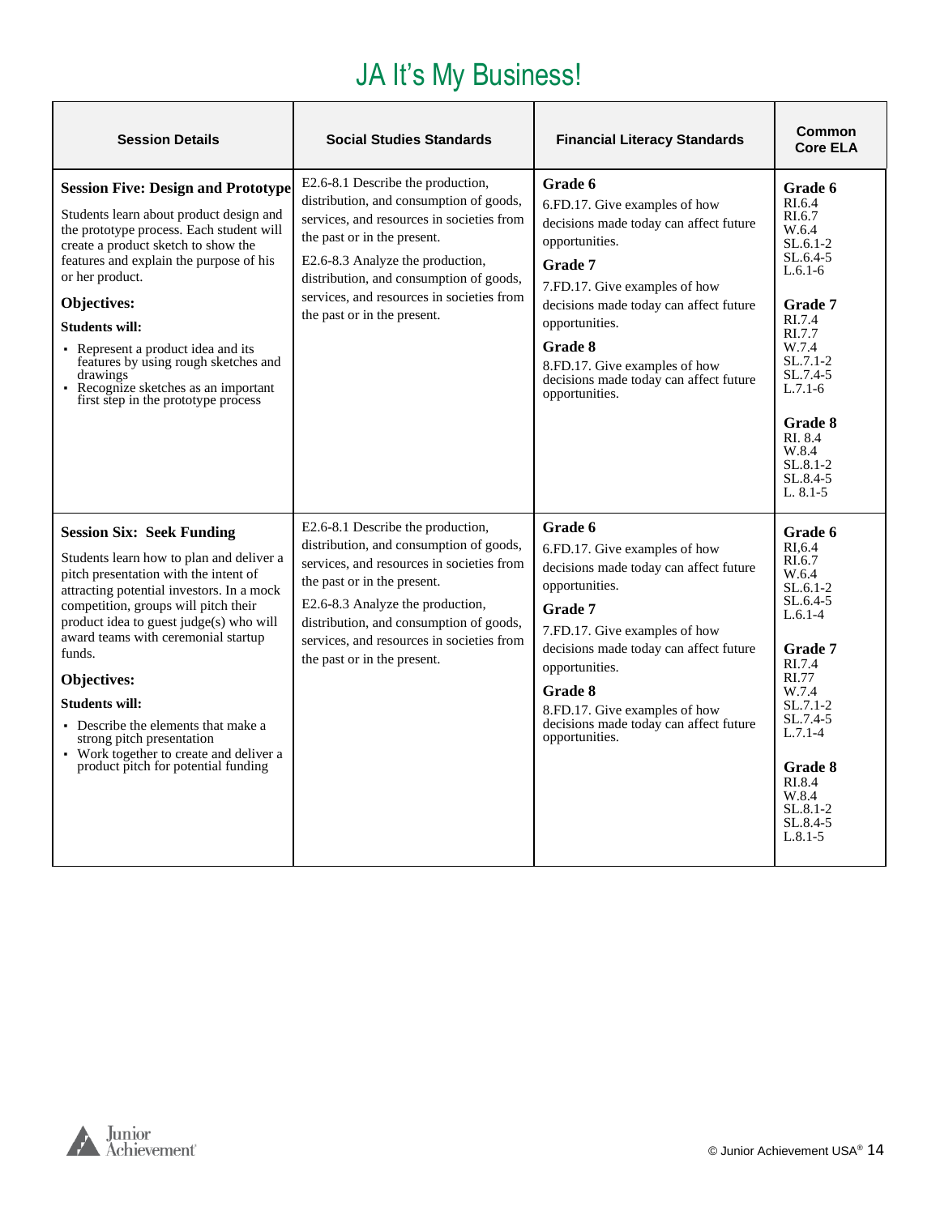# JA It's My Business!

| Session Details | Social Studies Standards | Financial Literacy Standards | Common Core ELA |
|---|---|---|---|
| **Session Five: Design and Prototype**<br><br>Students learn about product design and the prototype process. Each student will create a product sketch to show the features and explain the purpose of his or her product.<br><br>**Objectives:**<br><br>**Students will:**<br><br>▪ Represent a product idea and its features by using rough sketches and drawings<br>▪ Recognize sketches as an important first step in the prototype process | E2.6-8.1 Describe the production, distribution, and consumption of goods, services, and resources in societies from the past or in the present.<br><br>E2.6-8.3 Analyze the production, distribution, and consumption of goods, services, and resources in societies from the past or in the present. | **Grade 6**<br>6.FD.17. Give examples of how decisions made today can affect future opportunities.<br><br>**Grade 7**<br>7.FD.17. Give examples of how decisions made today can affect future opportunities.<br><br>**Grade 8**<br>8.FD.17. Give examples of how decisions made today can affect future opportunities. | **Grade 6**<br>RI.6.4<br>RI.6.7<br>W.6.4<br>SL.6.1-2<br>SL.6.4-5<br>L.6.1-6<br><br>**Grade 7**<br>RI.7.4<br>RI.7.7<br>W.7.4<br>SL.7.1-2<br>SL.7.4-5<br>L.7.1-6<br><br>**Grade 8**<br>RI. 8.4<br>W.8.4<br>SL.8.1-2<br>SL.8.4-5<br>L. 8.1-5 |
| **Session Six: Seek Funding**<br><br>Students learn how to plan and deliver a pitch presentation with the intent of attracting potential investors. In a mock competition, groups will pitch their product idea to guest judge(s) who will award teams with ceremonial startup funds.<br><br>**Objectives:**<br><br>**Students will:**<br><br>▪ Describe the elements that make a strong pitch presentation<br>▪ Work together to create and deliver a product pitch for potential funding | E2.6-8.1 Describe the production, distribution, and consumption of goods, services, and resources in societies from the past or in the present.<br><br>E2.6-8.3 Analyze the production, distribution, and consumption of goods, services, and resources in societies from the past or in the present. | **Grade 6**<br>6.FD.17. Give examples of how decisions made today can affect future opportunities.<br><br>**Grade 7**<br>7.FD.17. Give examples of how decisions made today can affect future opportunities.<br><br>**Grade 8**<br>8.FD.17. Give examples of how decisions made today can affect future opportunities. | **Grade 6**<br>RI,6.4<br>RI.6.7<br>W.6.4<br>SL.6.1-2<br>SL.6.4-5<br>L.6.1-4<br><br>**Grade 7**<br>RI.7.4<br>RI.77<br>W.7.4<br>SL.7.1-2<br>SL.7.4-5<br>L.7.1-4<br><br>**Grade 8**<br>RI.8.4<br>W.8.4<br>SL.8.1-2<br>SL.8.4-5<br>L.8.1-5 |

© Junior Achievement USA®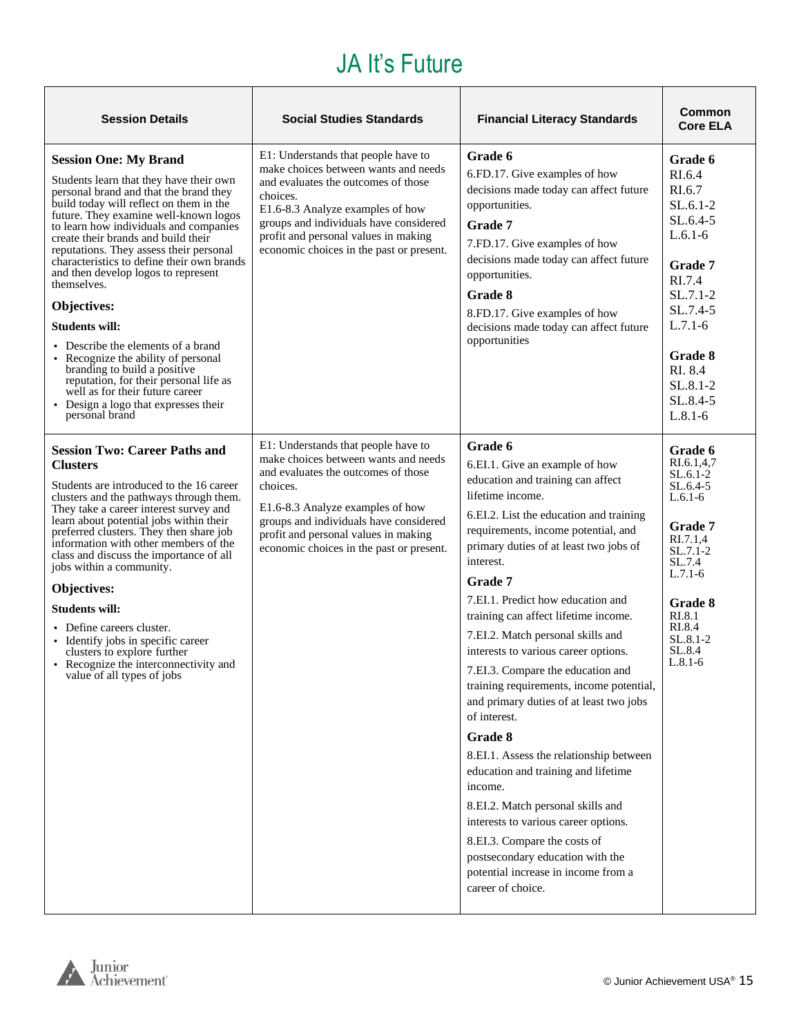# JA It's Future

| Session Details | Social Studies Standards | Financial Literacy Standards | Common Core ELA |
|---|---|---|---|
| **Session One: My Brand**<br><br>Students learn that they have their own personal brand and that the brand they build today will reflect on them in the future. They examine well-known logos to learn how individuals and companies create their brands and build their reputations. They assess their personal characteristics to define their own brands and then develop logos to represent themselves.<br><br>**Objectives:**<br><br>**Students will:**<br><br>▪ Describe the elements of a brand<br>▪ Recognize the ability of personal branding to build a positive reputation, for their personal life as well as for their future career<br>▪ Design a logo that expresses their personal brand | E1: Understands that people have to make choices between wants and needs and evaluates the outcomes of those choices.<br>E1.6-8.3 Analyze examples of how groups and individuals have considered profit and personal values in making economic choices in the past or present. | **Grade 6**<br>6.FD.17. Give examples of how decisions made today can affect future opportunities.<br>**Grade 7**<br>7.FD.17. Give examples of how decisions made today can affect future opportunities.<br>**Grade 8**<br>8.FD.17. Give examples of how decisions made today can affect future opportunities | **Grade 6**<br>RI.6.4<br>RI.6.7<br>SL.6.1-2<br>SL.6.4-5<br>L.6.1-6<br><br>**Grade 7**<br>RI.7.4<br>SL.7.1-2<br>SL.7.4-5<br>L.7.1-6<br><br>**Grade 8**<br>RI. 8.4<br>SL.8.1-2<br>SL.8.4-5<br>L.8.1-6 |
| **Session Two: Career Paths and Clusters**<br><br>Students are introduced to the 16 career clusters and the pathways through them. They take a career interest survey and learn about potential jobs within their preferred clusters. They then share job information with other members of the class and discuss the importance of all jobs within a community.<br><br>**Objectives:**<br><br>**Students will:**<br><br>▪ Define careers cluster.<br>▪ Identify jobs in specific career clusters to explore further<br>▪ Recognize the interconnectivity and value of all types of jobs | E1: Understands that people have to make choices between wants and needs and evaluates the outcomes of those choices.<br><br>E1.6-8.3 Analyze examples of how groups and individuals have considered profit and personal values in making economic choices in the past or present. | **Grade 6**<br>6.EI.1. Give an example of how education and training can affect lifetime income.<br>6.EI.2. List the education and training requirements, income potential, and primary duties of at least two jobs of interest.<br>**Grade 7**<br>7.EI.1. Predict how education and training can affect lifetime income.<br>7.EI.2. Match personal skills and interests to various career options.<br>7.EI.3. Compare the education and training requirements, income potential, and primary duties of at least two jobs of interest.<br>**Grade 8**<br>8.EI.1. Assess the relationship between education and training and lifetime income.<br>8.EI.2. Match personal skills and interests to various career options.<br>8.EI.3. Compare the costs of postsecondary education with the potential increase in income from a career of choice. | **Grade 6**<br>RI.6.1,4,7<br>SL.6.1-2<br>SL.6.4-5<br>L.6.1-6<br><br>**Grade 7**<br>RI.7.1,4<br>SL.7.1-2<br>SL.7.4<br>L.7.1-6<br><br>**Grade 8**<br>RI.8.1<br>RI.8.4<br>SL.8.1-2<br>SL.8.4<br>L.8.1-6 |

© Junior Achievement USA®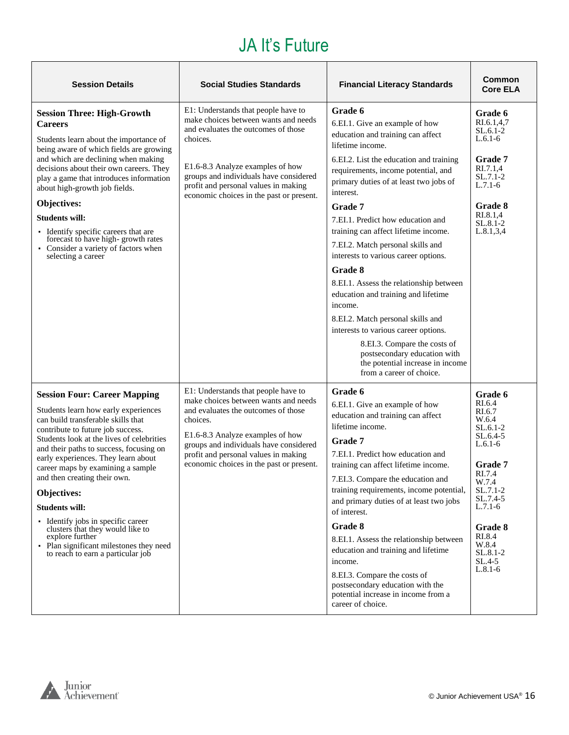# JA It's Future

| Session Details | Social Studies Standards | Financial Literacy Standards | Common Core ELA |
|---|---|---|---|
| **Session Three: High-Growth Careers**<br><br>Students learn about the importance of being aware of which fields are growing and which are declining when making decisions about their own careers. They play a game that introduces information about high-growth job fields.<br><br>**Objectives:**<br><br>**Students will:**<br><br>▪ Identify specific careers that are forecast to have high- growth rates<br>▪ Consider a variety of factors when selecting a career | E1: Understands that people have to make choices between wants and needs and evaluates the outcomes of those choices.<br><br>E1.6-8.3 Analyze examples of how groups and individuals have considered profit and personal values in making economic choices in the past or present. | **Grade 6**<br><br>6.EI.1. Give an example of how education and training can affect lifetime income.<br><br>6.EI.2. List the education and training requirements, income potential, and primary duties of at least two jobs of interest.<br><br>**Grade 7**<br><br>7.EI.1. Predict how education and training can affect lifetime income.<br><br>7.EI.2. Match personal skills and interests to various career options.<br><br>**Grade 8**<br><br>8.EI.1. Assess the relationship between education and training and lifetime income.<br><br>8.EI.2. Match personal skills and interests to various career options.<br><br>8.EI.3. Compare the costs of postsecondary education with the potential increase in income from a career of choice. | **Grade 6**<br>RI.6.1,4,7<br>SL.6.1-2<br>L.6.1-6<br><br>**Grade 7**<br>RI.7.1,4<br>SL.7.1-2<br>L.7.1-6<br><br>**Grade 8**<br>RI.8.1,4<br>SL.8.1-2<br>L.8.1,3,4 |
| **Session Four: Career Mapping**<br><br>Students learn how early experiences can build transferable skills that contribute to future job success. Students look at the lives of celebrities and their paths to success, focusing on early experiences. They learn about career maps by examining a sample and then creating their own.<br><br>**Objectives:**<br><br>**Students will:**<br><br>▪ Identify jobs in specific career clusters that they would like to explore further<br>▪ Plan significant milestones they need to reach to earn a particular job | E1: Understands that people have to make choices between wants and needs and evaluates the outcomes of those choices.<br><br>E1.6-8.3 Analyze examples of how groups and individuals have considered profit and personal values in making economic choices in the past or present. | **Grade 6**<br><br>6.EI.1. Give an example of how education and training can affect lifetime income.<br><br>**Grade 7**<br><br>7.EI.1. Predict how education and training can affect lifetime income.<br><br>7.EI.3. Compare the education and training requirements, income potential, and primary duties of at least two jobs of interest.<br><br>**Grade 8**<br><br>8.EI.1. Assess the relationship between education and training and lifetime income.<br><br>8.EI.3. Compare the costs of postsecondary education with the potential increase in income from a career of choice. | **Grade 6**<br>RI.6.4<br>RI.6.7<br>W.6.4<br>SL.6.1-2<br>SL.6.4-5<br>L.6.1-6<br><br>**Grade 7**<br>RI.7.4<br>W.7.4<br>SL.7.1-2<br>SL.7.4-5<br>L.7.1-6<br><br>**Grade 8**<br>RI.8.4<br>W.8.4<br>SL.8.1-2<br>SL.4-5<br>L.8.1-6 |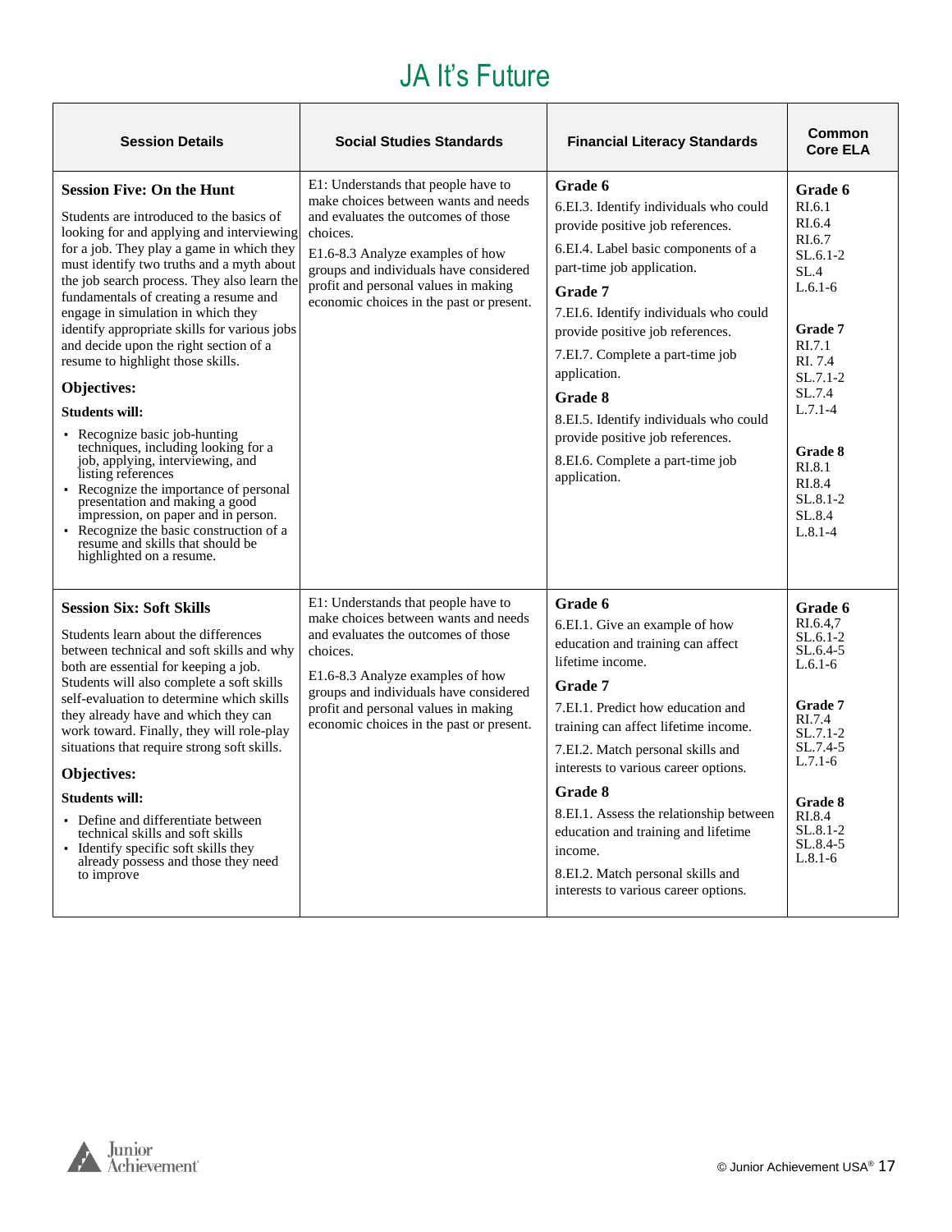# JA It's Future

| Session Details | Social Studies Standards | Financial Literacy Standards | Common Core ELA |
|---|---|---|---|
| **Session Five: On the Hunt**<br><br>Students are introduced to the basics of looking for and applying and interviewing for a job. They play a game in which they must identify two truths and a myth about the job search process. They also learn the fundamentals of creating a resume and engage in simulation in which they identify appropriate skills for various jobs and decide upon the right section of a resume to highlight those skills.<br><br>**Objectives:**<br><br>**Students will:**<br><br>• Recognize basic job-hunting techniques, including looking for a job, applying, interviewing, and listing references<br>• Recognize the importance of personal presentation and making a good impression, on paper and in person.<br>• Recognize the basic construction of a resume and skills that should be highlighted on a resume. | E1: Understands that people have to make choices between wants and needs and evaluates the outcomes of those choices.<br><br>E1.6-8.3 Analyze examples of how groups and individuals have considered profit and personal values in making economic choices in the past or present. | **Grade 6**<br>6.EI.3. Identify individuals who could provide positive job references.<br>6.EI.4. Label basic components of a part-time job application.<br>**Grade 7**<br>7.EI.6. Identify individuals who could provide positive job references.<br>7.EI.7. Complete a part-time job application.<br>**Grade 8**<br>8.EI.5. Identify individuals who could provide positive job references.<br>8.EI.6. Complete a part-time job application. | **Grade 6**<br>RI.6.1<br>RI.6.4<br>RI.6.7<br>SL.6.1-2<br>SL.4<br>L.6.1-6<br><br>**Grade 7**<br>RI.7.1<br>RI. 7.4<br>SL.7.1-2<br>SL.7.4<br>L.7.1-4<br><br>**Grade 8**<br>RI.8.1<br>RI.8.4<br>SL.8.1-2<br>SL.8.4<br>L.8.1-4 |
| **Session Six: Soft Skills**<br><br>Students learn about the differences between technical and soft skills and why both are essential for keeping a job. Students will also complete a soft skills self-evaluation to determine which skills they already have and which they can work toward. Finally, they will role-play situations that require strong soft skills.<br><br>**Objectives:**<br><br>**Students will:**<br><br>• Define and differentiate between technical skills and soft skills<br>• Identify specific soft skills they already possess and those they need to improve | E1: Understands that people have to make choices between wants and needs and evaluates the outcomes of those choices.<br><br>E1.6-8.3 Analyze examples of how groups and individuals have considered profit and personal values in making economic choices in the past or present. | **Grade 6**<br>6.EI.1. Give an example of how education and training can affect lifetime income.<br>**Grade 7**<br>7.EI.1. Predict how education and training can affect lifetime income.<br>7.EI.2. Match personal skills and interests to various career options.<br>**Grade 8**<br>8.EI.1. Assess the relationship between education and training and lifetime income.<br>8.EI.2. Match personal skills and interests to various career options. | **Grade 6**<br>RI.6.4,7<br>SL.6.1-2<br>SL.6.4-5<br>L.6.1-6<br><br>**Grade 7**<br>RI.7.4<br>SL.7.1-2<br>SL.7.4-5<br>L.7.1-6<br><br>**Grade 8**<br>RI.8.4<br>SL.8.1-2<br>SL.8.4-5<br>L.8.1-6 |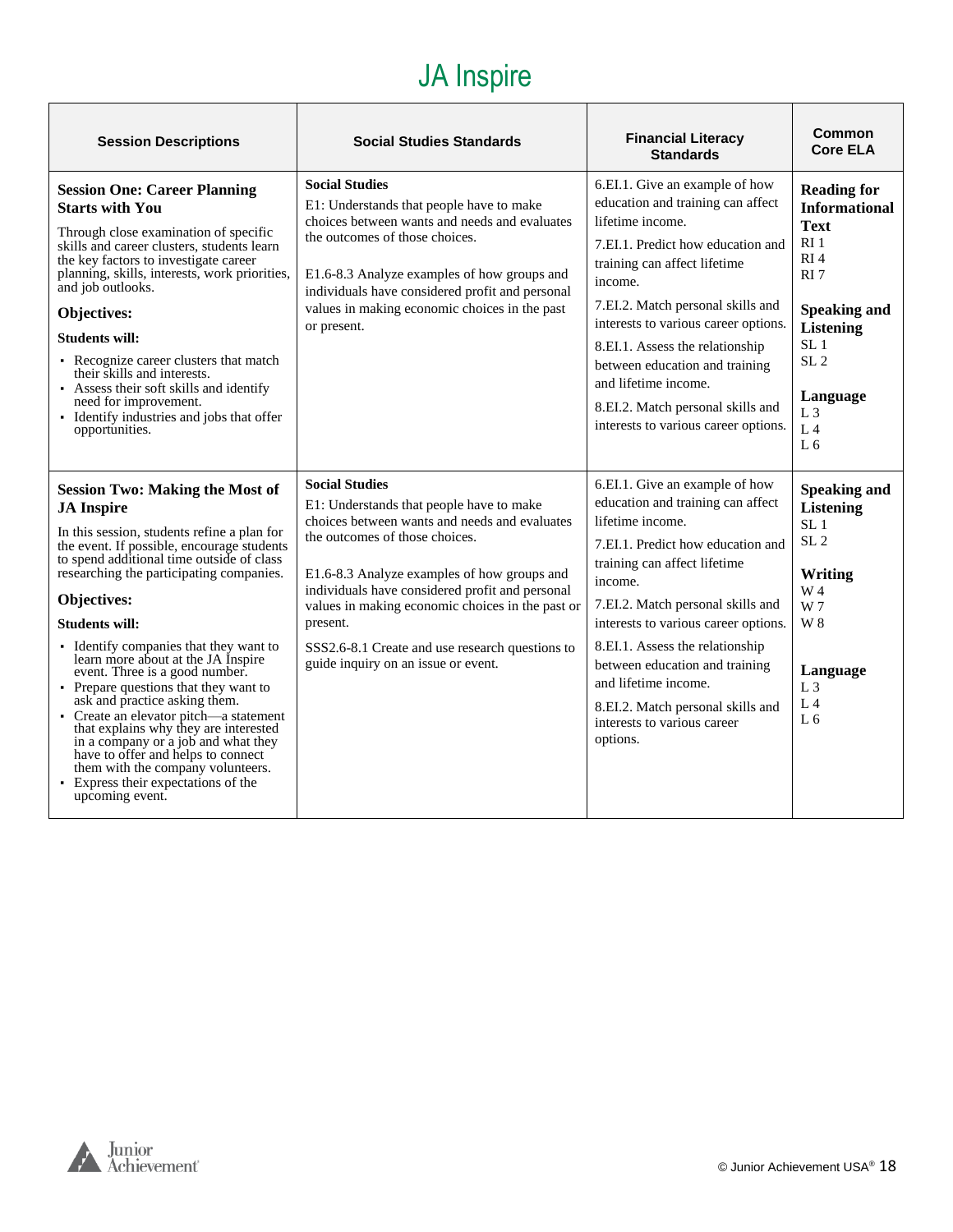# JA Inspire

| Session Descriptions | Social Studies Standards | Financial Literacy Standards | Common Core ELA |
|---|---|---|---|
| **Session One: Career Planning Starts with You**<br>Through close examination of specific skills and career clusters, students learn the key factors to investigate career planning, skills, interests, work priorities, and job outlooks.<br>**Objectives:**<br>**Students will:**<br>▪ Recognize career clusters that match their skills and interests.<br>▪ Assess their soft skills and identify need for improvement.<br>▪ Identify industries and jobs that offer opportunities. | **Social Studies**<br>E1: Understands that people have to make choices between wants and needs and evaluates the outcomes of those choices.<br><br>E1.6-8.3 Analyze examples of how groups and individuals have considered profit and personal values in making economic choices in the past or present. | 6.EI.1. Give an example of how education and training can affect lifetime income.<br>7.EI.1. Predict how education and training can affect lifetime income.<br>7.EI.2. Match personal skills and interests to various career options.<br>8.EI.1. Assess the relationship between education and training and lifetime income.<br>8.EI.2. Match personal skills and interests to various career options. | **Reading for Informational Text**<br>RI 1<br>RI 4<br>RI 7<br><br>**Speaking and Listening**<br>SL 1<br>SL 2<br><br>**Language**<br>L 3<br>L 4<br>L 6 |
| **Session Two: Making the Most of JA Inspire**<br>In this session, students refine a plan for the event. If possible, encourage students to spend additional time outside of class researching the participating companies.<br>**Objectives:**<br>**Students will:**<br>▪ Identify companies that they want to learn more about at the JA Inspire event. Three is a good number.<br>▪ Prepare questions that they want to ask and practice asking them.<br>▪ Create an elevator pitch—a statement that explains why they are interested in a company or a job and what they have to offer and helps to connect them with the company volunteers.<br>▪ Express their expectations of the upcoming event. | **Social Studies**<br>E1: Understands that people have to make choices between wants and needs and evaluates the outcomes of those choices.<br><br>E1.6-8.3 Analyze examples of how groups and individuals have considered profit and personal values in making economic choices in the past or present.<br>SSS2.6-8.1 Create and use research questions to guide inquiry on an issue or event. | 6.EI.1. Give an example of how education and training can affect lifetime income.<br>7.EI.1. Predict how education and training can affect lifetime income.<br>7.EI.2. Match personal skills and interests to various career options.<br>8.EI.1. Assess the relationship between education and training and lifetime income.<br>8.EI.2. Match personal skills and interests to various career options. | **Speaking and Listening**<br>SL 1<br>SL 2<br><br>**Writing**<br>W 4<br>W 7<br>W 8<br><br>**Language**<br>L 3<br>L 4<br>L 6 |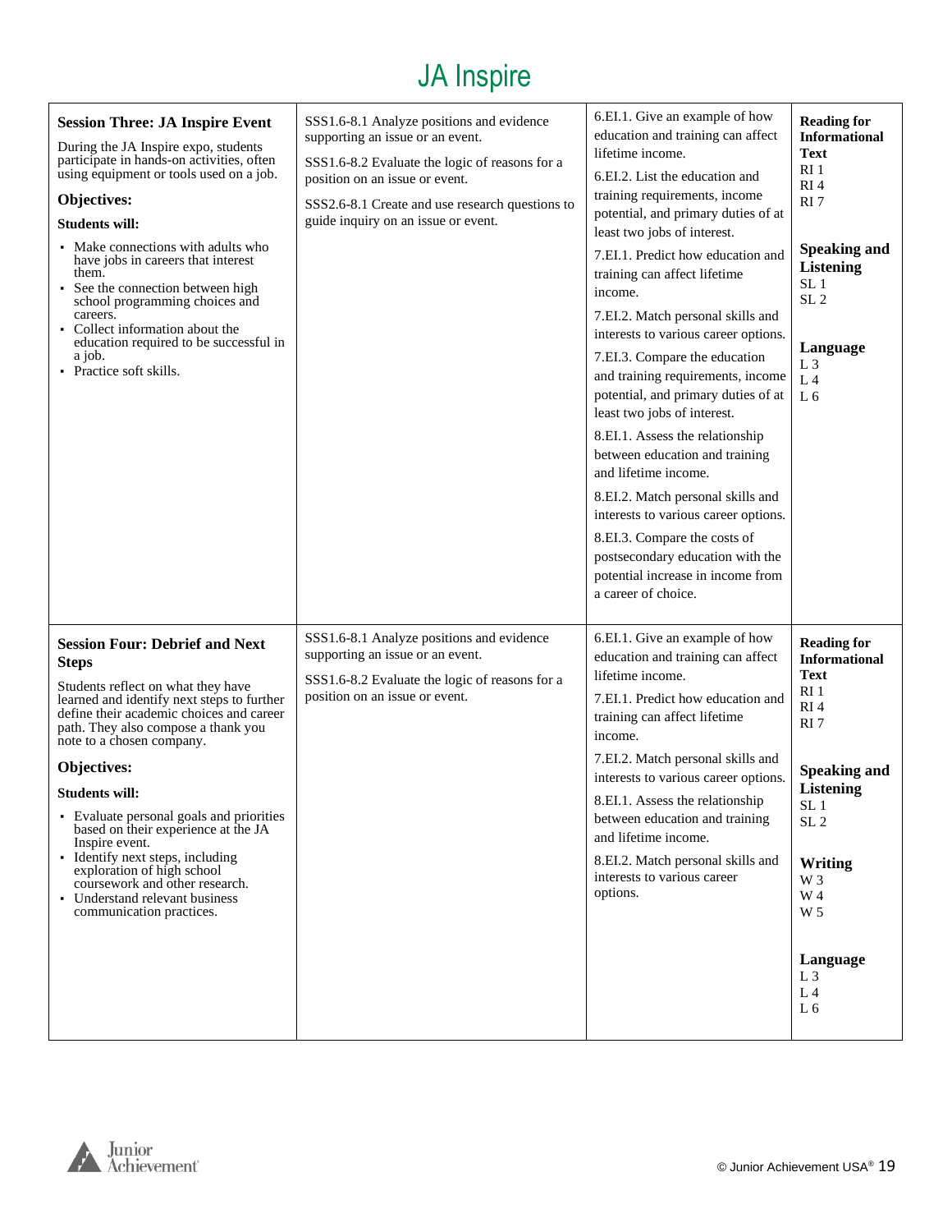# JA Inspire

| | | | |
|---|---|---|---|
| **Session Three: JA Inspire Event**<br><br>During the JA Inspire expo, students participate in hands-on activities, often using equipment or tools used on a job.<br><br>**Objectives:**<br><br>**Students will:**<br><br>▪ Make connections with adults who have jobs in careers that interest them.<br>▪ See the connection between high school programming choices and careers.<br>▪ Collect information about the education required to be successful in a job.<br>▪ Practice soft skills. | SSS1.6-8.1 Analyze positions and evidence supporting an issue or an event.<br><br>SSS1.6-8.2 Evaluate the logic of reasons for a position on an issue or event.<br><br>SSS2.6-8.1 Create and use research questions to guide inquiry on an issue or event. | 6.EI.1. Give an example of how education and training can affect lifetime income.<br><br>6.EI.2. List the education and training requirements, income potential, and primary duties of at least two jobs of interest.<br><br>7.EI.1. Predict how education and training can affect lifetime income.<br><br>7.EI.2. Match personal skills and interests to various career options.<br><br>7.EI.3. Compare the education and training requirements, income potential, and primary duties of at least two jobs of interest.<br><br>8.EI.1. Assess the relationship between education and training and lifetime income.<br><br>8.EI.2. Match personal skills and interests to various career options.<br><br>8.EI.3. Compare the costs of postsecondary education with the potential increase in income from a career of choice. | **Reading for Informational Text**<br>RI 1<br>RI 4<br>RI 7<br><br>**Speaking and Listening**<br>SL 1<br>SL 2<br><br>**Language**<br>L 3<br>L 4<br>L 6 |
| **Session Four: Debrief and Next Steps**<br><br>Students reflect on what they have learned and identify next steps to further define their academic choices and career path. They also compose a thank you note to a chosen company.<br><br>**Objectives:**<br><br>**Students will:**<br><br>▪ Evaluate personal goals and priorities based on their experience at the JA Inspire event.<br>▪ Identify next steps, including exploration of high school coursework and other research.<br>▪ Understand relevant business communication practices. | SSS1.6-8.1 Analyze positions and evidence supporting an issue or an event.<br><br>SSS1.6-8.2 Evaluate the logic of reasons for a position on an issue or event. | 6.EI.1. Give an example of how education and training can affect lifetime income.<br><br>7.EI.1. Predict how education and training can affect lifetime income.<br><br>7.EI.2. Match personal skills and interests to various career options.<br><br>8.EI.1. Assess the relationship between education and training and lifetime income.<br><br>8.EI.2. Match personal skills and interests to various career options. | **Reading for Informational Text**<br>RI 1<br>RI 4<br>RI 7<br><br>**Speaking and Listening**<br>SL 1<br>SL 2<br><br>**Writing**<br>W 3<br>W 4<br>W 5<br><br>**Language**<br>L 3<br>L 4<br>L 6 |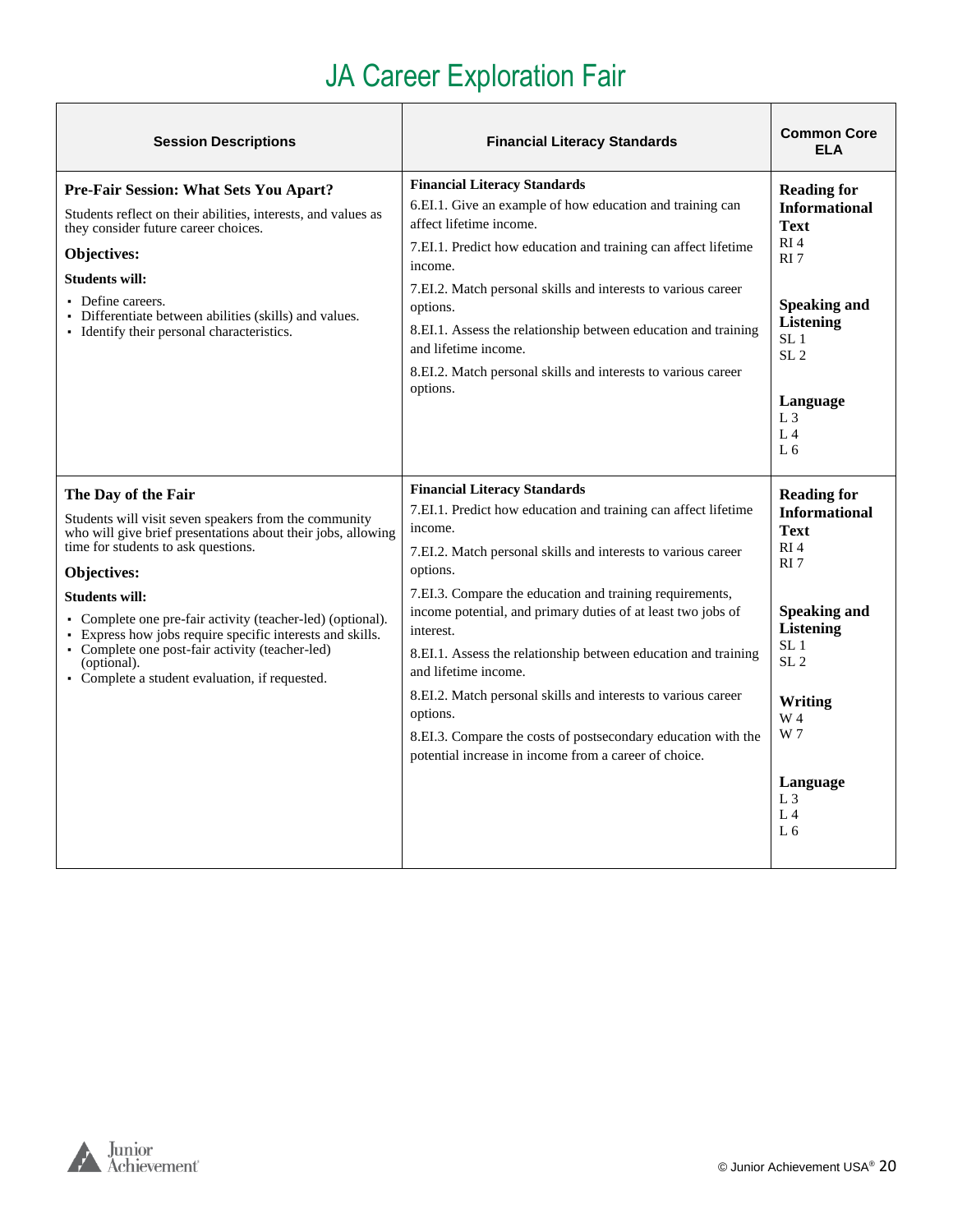# JA Career Exploration Fair

| Session Descriptions | Financial Literacy Standards | Common Core ELA |
|---|---|---|
| **Pre-Fair Session: What Sets You Apart?**<br>Students reflect on their abilities, interests, and values as they consider future career choices.<br>**Objectives:**<br>**Students will:**<br>▪ Define careers.<br>▪ Differentiate between abilities (skills) and values.<br>▪ Identify their personal characteristics. | **Financial Literacy Standards**<br>6.EI.1. Give an example of how education and training can affect lifetime income.<br>7.EI.1. Predict how education and training can affect lifetime income.<br>7.EI.2. Match personal skills and interests to various career options.<br>8.EI.1. Assess the relationship between education and training and lifetime income.<br>8.EI.2. Match personal skills and interests to various career options. | **Reading for Informational Text**<br>RI 4<br>RI 7<br><br>**Speaking and Listening**<br>SL 1<br>SL 2<br><br>**Language**<br>L 3<br>L 4<br>L 6 |
| **The Day of the Fair**<br>Students will visit seven speakers from the community who will give brief presentations about their jobs, allowing time for students to ask questions.<br>**Objectives:**<br>**Students will:**<br>▪ Complete one pre-fair activity (teacher-led) (optional).<br>▪ Express how jobs require specific interests and skills.<br>▪ Complete one post-fair activity (teacher-led) (optional).<br>▪ Complete a student evaluation, if requested. | **Financial Literacy Standards**<br>7.EI.1. Predict how education and training can affect lifetime income.<br>7.EI.2. Match personal skills and interests to various career options.<br>7.EI.3. Compare the education and training requirements, income potential, and primary duties of at least two jobs of interest.<br>8.EI.1. Assess the relationship between education and training and lifetime income.<br>8.EI.2. Match personal skills and interests to various career options.<br>8.EI.3. Compare the costs of postsecondary education with the potential increase in income from a career of choice. | **Reading for Informational Text**<br>RI 4<br>RI 7<br><br>**Speaking and Listening**<br>SL 1<br>SL 2<br><br>**Writing**<br>W 4<br>W 7<br><br>**Language**<br>L 3<br>L 4<br>L 6 |

© Junior Achievement USA®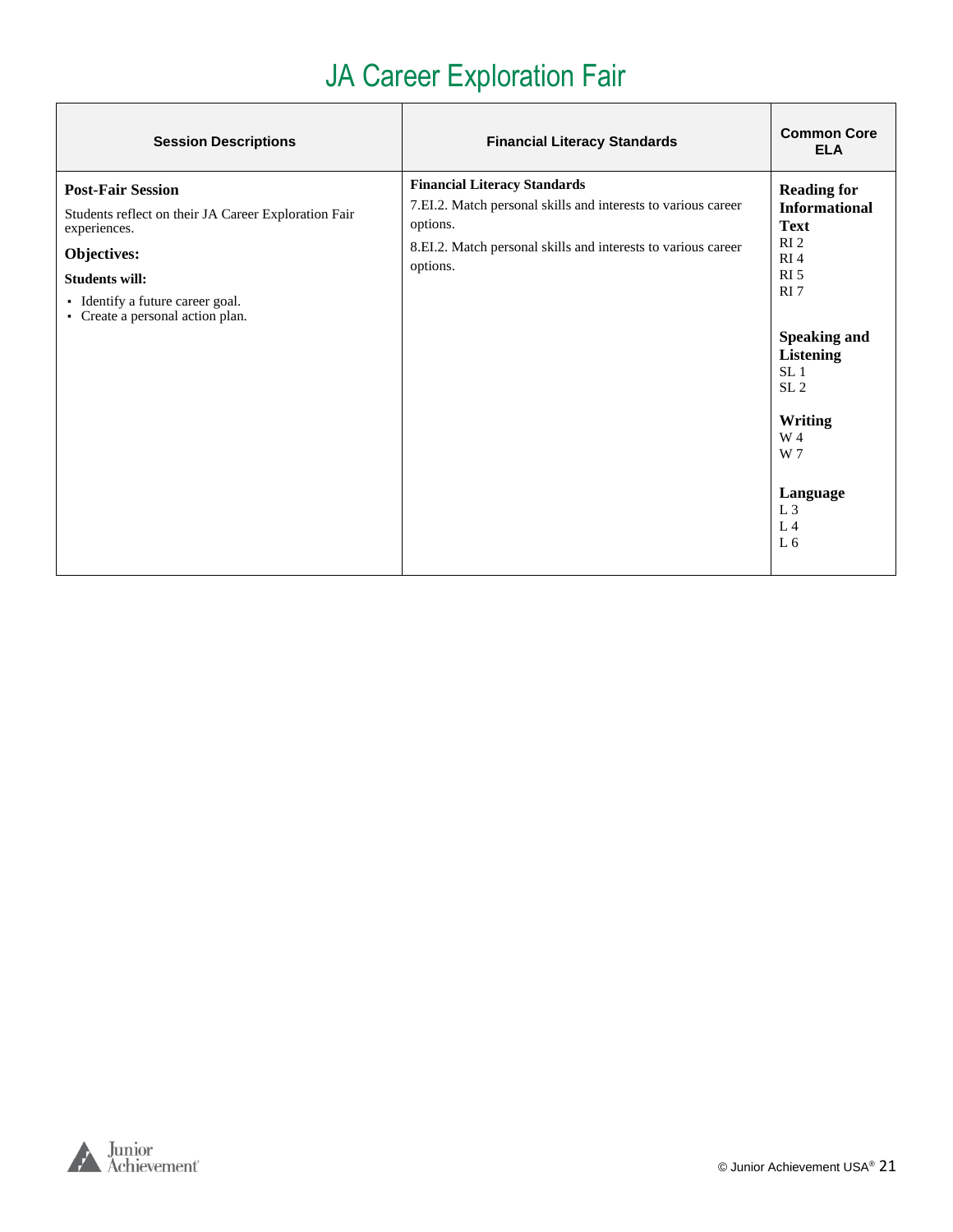# JA Career Exploration Fair

| Session Descriptions | Financial Literacy Standards | Common Core ELA |
|---|---|---|
| **Post-Fair Session**<br>Students reflect on their JA Career Exploration Fair experiences.<br>**Objectives:**<br>**Students will:**<br>▪ Identify a future career goal.<br>▪ Create a personal action plan. | **Financial Literacy Standards**<br>7.EI.2. Match personal skills and interests to various career options.<br>8.EI.2. Match personal skills and interests to various career options. | **Reading for Informational Text**<br>RI 2<br>RI 4<br>RI 5<br>RI 7<br><br>**Speaking and Listening**<br>SL 1<br>SL 2<br><br>**Writing**<br>W 4<br>W 7<br><br>**Language**<br>L 3<br>L 4<br>L 6 |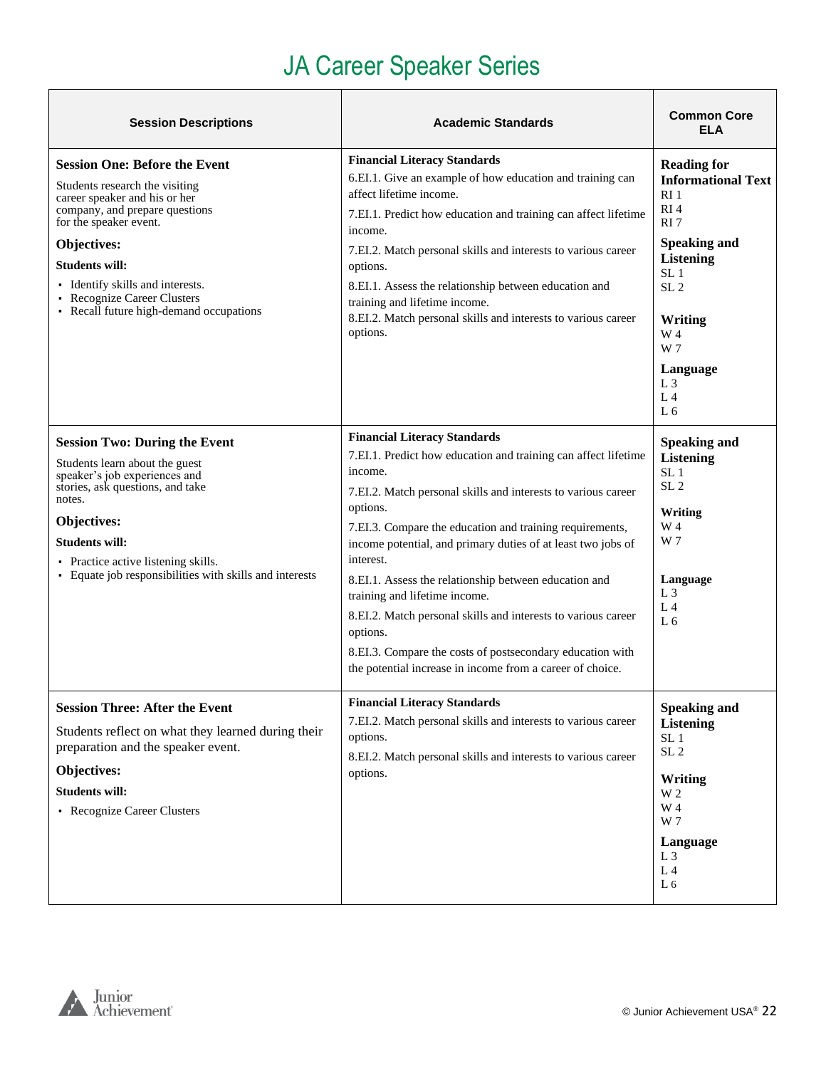# JA Career Speaker Series

| Session Descriptions | Academic Standards | Common Core ELA |
|---|---|---|
| **Session One: Before the Event**<br>Students research the visiting career speaker and his or her company, and prepare questions for the speaker event.<br>**Objectives:**<br>**Students will:**<br>▪ Identify skills and interests.<br>▪ Recognize Career Clusters<br>▪ Recall future high-demand occupations | **Financial Literacy Standards**<br>6.EI.1. Give an example of how education and training can affect lifetime income.<br>7.EI.1. Predict how education and training can affect lifetime income.<br>7.EI.2. Match personal skills and interests to various career options.<br>8.EI.1. Assess the relationship between education and training and lifetime income.<br>8.EI.2. Match personal skills and interests to various career options. | **Reading for Informational Text**<br>RI 1<br>RI 4<br>RI 7<br>**Speaking and Listening**<br>SL 1<br>SL 2<br>**Writing**<br>W 4<br>W 7<br>**Language**<br>L 3<br>L 4<br>L 6 |
| **Session Two: During the Event**<br>Students learn about the guest speaker's job experiences and stories, ask questions, and take notes.<br>**Objectives:**<br>**Students will:**<br>▪ Practice active listening skills.<br>▪ Equate job responsibilities with skills and interests | **Financial Literacy Standards**<br>7.EI.1. Predict how education and training can affect lifetime income.<br>7.EI.2. Match personal skills and interests to various career options.<br>7.EI.3. Compare the education and training requirements, income potential, and primary duties of at least two jobs of interest.<br>8.EI.1. Assess the relationship between education and training and lifetime income.<br>8.EI.2. Match personal skills and interests to various career options.<br>8.EI.3. Compare the costs of postsecondary education with the potential increase in income from a career of choice. | **Speaking and Listening**<br>SL 1<br>SL 2<br>**Writing**<br>W 4<br>W 7<br>**Language**<br>L 3<br>L 4<br>L 6 |
| **Session Three: After the Event**<br>Students reflect on what they learned during their preparation and the speaker event.<br>**Objectives:**<br>**Students will:**<br>▪ Recognize Career Clusters | **Financial Literacy Standards**<br>7.EI.2. Match personal skills and interests to various career options.<br>8.EI.2. Match personal skills and interests to various career options. | **Speaking and Listening**<br>SL 1<br>SL 2<br>**Writing**<br>W 2<br>W 4<br>W 7<br>**Language**<br>L 3<br>L 4<br>L 6 |

© Junior Achievement USA®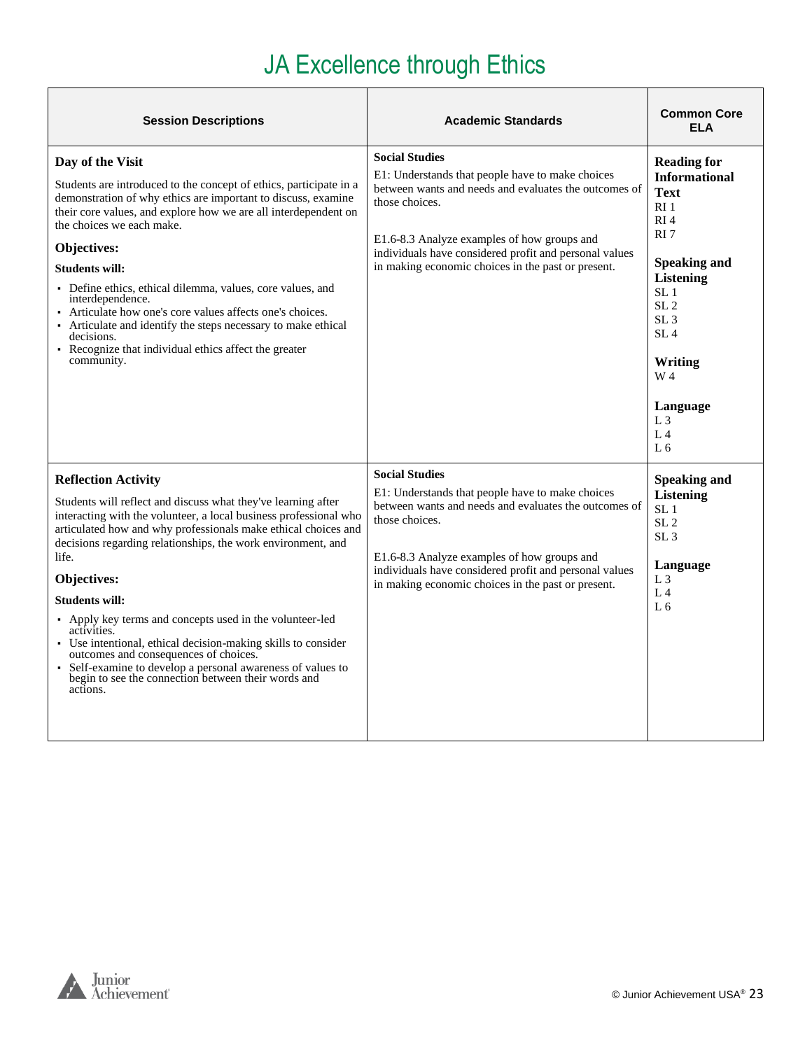# JA Excellence through Ethics

| Session Descriptions | Academic Standards | Common Core ELA |
|---|---|---|
| **Day of the Visit**<br><br>Students are introduced to the concept of ethics, participate in a demonstration of why ethics are important to discuss, examine their core values, and explore how we are all interdependent on the choices we each make.<br><br>**Objectives:**<br><br>**Students will:**<br><br>▪ Define ethics, ethical dilemma, values, core values, and interdependence.<br>▪ Articulate how one's core values affects one's choices.<br>▪ Articulate and identify the steps necessary to make ethical decisions.<br>▪ Recognize that individual ethics affect the greater community. | **Social Studies**<br><br>E1: Understands that people have to make choices between wants and needs and evaluates the outcomes of those choices.<br><br>E1.6-8.3 Analyze examples of how groups and individuals have considered profit and personal values in making economic choices in the past or present. | **Reading for Informational Text**<br>RI 1<br>RI 4<br>RI 7<br><br>**Speaking and Listening**<br>SL 1<br>SL 2<br>SL 3<br>SL 4<br><br>**Writing**<br>W 4<br><br>**Language**<br>L 3<br>L 4<br>L 6 |
| **Reflection Activity**<br><br>Students will reflect and discuss what they've learning after interacting with the volunteer, a local business professional who articulated how and why professionals make ethical choices and decisions regarding relationships, the work environment, and life.<br><br>**Objectives:**<br><br>**Students will:**<br><br>▪ Apply key terms and concepts used in the volunteer-led activities.<br>▪ Use intentional, ethical decision-making skills to consider outcomes and consequences of choices.<br>▪ Self-examine to develop a personal awareness of values to begin to see the connection between their words and actions. | **Social Studies**<br><br>E1: Understands that people have to make choices between wants and needs and evaluates the outcomes of those choices.<br><br>E1.6-8.3 Analyze examples of how groups and individuals have considered profit and personal values in making economic choices in the past or present. | **Speaking and Listening**<br>SL 1<br>SL 2<br>SL 3<br><br>**Language**<br>L 3<br>L 4<br>L 6 |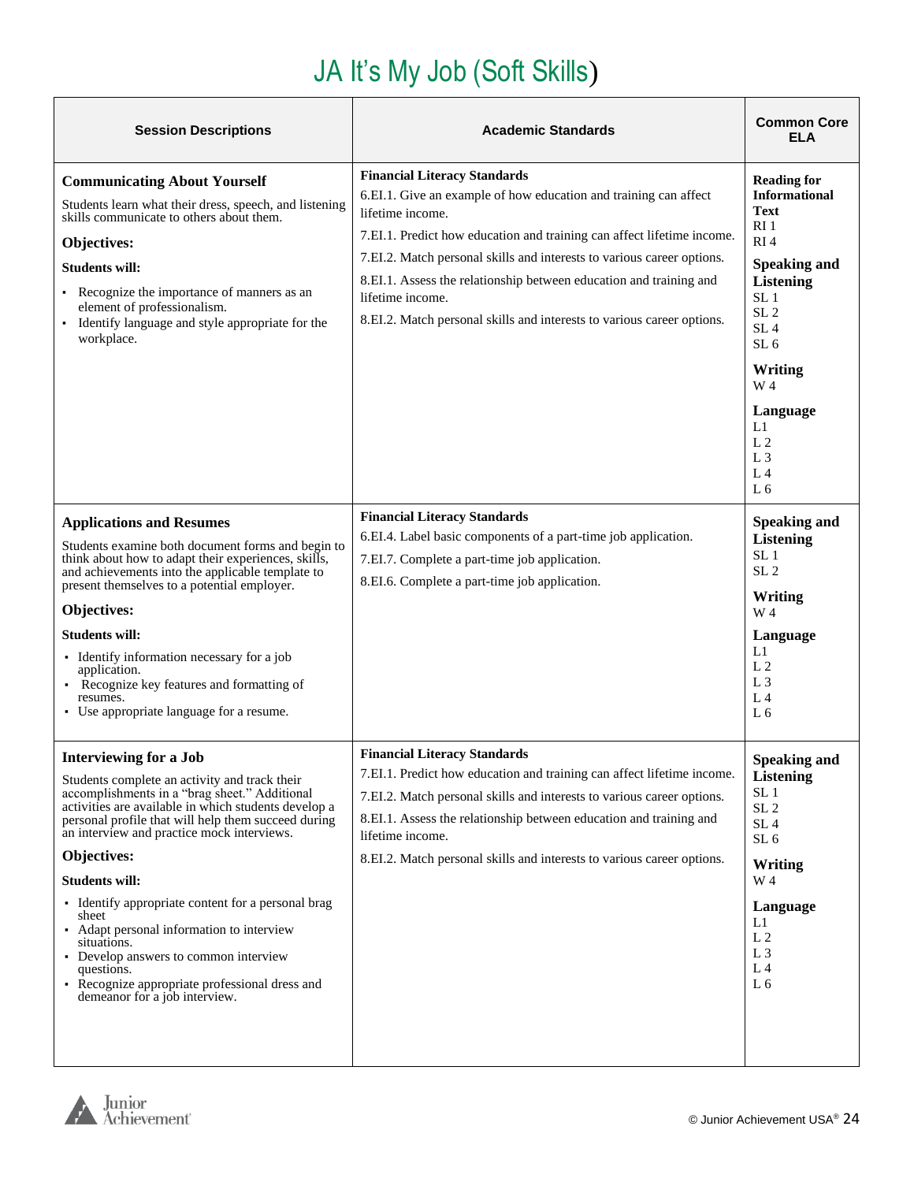# JA It's My Job (Soft Skills)

| Session Descriptions | Academic Standards | Common Core ELA |
|---|---|---|
| **Communicating About Yourself**<br><br>Students learn what their dress, speech, and listening skills communicate to others about them.<br><br>**Objectives:**<br><br>**Students will:**<br><br>▪ Recognize the importance of manners as an element of professionalism.<br>▪ Identify language and style appropriate for the workplace. | **Financial Literacy Standards**<br>6.EI.1. Give an example of how education and training can affect lifetime income.<br>7.EI.1. Predict how education and training can affect lifetime income.<br>7.EI.2. Match personal skills and interests to various career options.<br>8.EI.1. Assess the relationship between education and training and lifetime income.<br>8.EI.2. Match personal skills and interests to various career options. | **Reading for Informational Text**<br>RI 1<br>RI 4<br><br>**Speaking and Listening**<br>SL 1<br>SL 2<br>SL 4<br>SL 6<br><br>**Writing**<br>W 4<br><br>**Language**<br>L1<br>L 2<br>L 3<br>L 4<br>L 6 |
| **Applications and Resumes**<br><br>Students examine both document forms and begin to think about how to adapt their experiences, skills, and achievements into the applicable template to present themselves to a potential employer.<br><br>**Objectives:**<br><br>**Students will:**<br><br>▪ Identify information necessary for a job application.<br>▪ Recognize key features and formatting of resumes.<br>▪ Use appropriate language for a resume. | **Financial Literacy Standards**<br>6.EI.4. Label basic components of a part-time job application.<br>7.EI.7. Complete a part-time job application.<br>8.EI.6. Complete a part-time job application. | **Speaking and Listening**<br>SL 1<br>SL 2<br><br>**Writing**<br>W 4<br><br>**Language**<br>L1<br>L 2<br>L 3<br>L 4<br>L 6 |
| **Interviewing for a Job**<br><br>Students complete an activity and track their accomplishments in a "brag sheet." Additional activities are available in which students develop a personal profile that will help them succeed during an interview and practice mock interviews.<br><br>**Objectives:**<br><br>**Students will:**<br><br>▪ Identify appropriate content for a personal brag sheet<br>▪ Adapt personal information to interview situations.<br>▪ Develop answers to common interview questions.<br>▪ Recognize appropriate professional dress and demeanor for a job interview. | **Financial Literacy Standards**<br>7.EI.1. Predict how education and training can affect lifetime income.<br>7.EI.2. Match personal skills and interests to various career options.<br>8.EI.1. Assess the relationship between education and training and lifetime income.<br>8.EI.2. Match personal skills and interests to various career options. | **Speaking and Listening**<br>SL 1<br>SL 2<br>SL 4<br>SL 6<br><br>**Writing**<br>W 4<br><br>**Language**<br>L1<br>L 2<br>L 3<br>L 4<br>L 6 |

© Junior Achievement USA®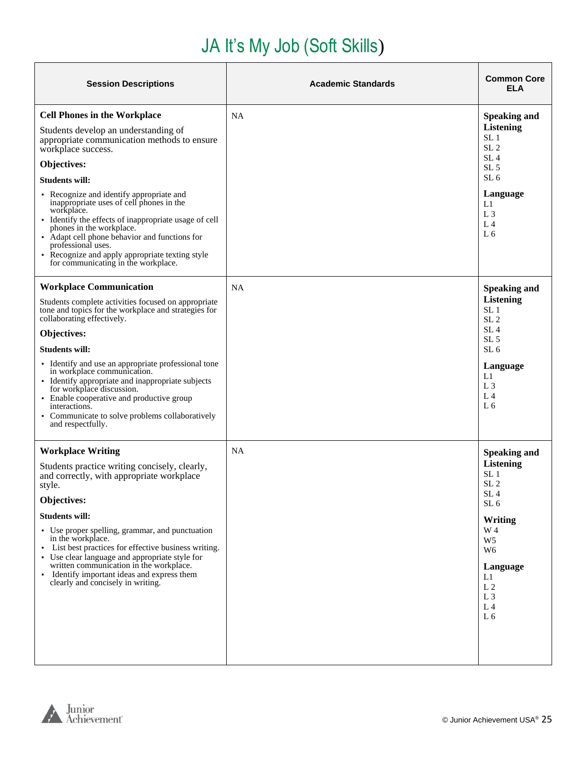# JA It's My Job (Soft Skills)

| Session Descriptions | Academic Standards | Common Core ELA |
|---|---|---|
| **Cell Phones in the Workplace**<br><br>Students develop an understanding of appropriate communication methods to ensure workplace success.<br><br>**Objectives:**<br><br>**Students will:**<br><br>▪ Recognize and identify appropriate and inappropriate uses of cell phones in the workplace.<br>▪ Identify the effects of inappropriate usage of cell phones in the workplace.<br>▪ Adapt cell phone behavior and functions for professional uses.<br>▪ Recognize and apply appropriate texting style for communicating in the workplace. | NA | **Speaking and Listening**<br>SL 1<br>SL 2<br>SL 4<br>SL 5<br>SL 6<br><br>**Language**<br>L1<br>L 3<br>L 4<br>L 6 |
| **Workplace Communication**<br><br>Students complete activities focused on appropriate tone and topics for the workplace and strategies for collaborating effectively.<br><br>**Objectives:**<br><br>**Students will:**<br><br>▪ Identify and use an appropriate professional tone in workplace communication.<br>▪ Identify appropriate and inappropriate subjects for workplace discussion.<br>▪ Enable cooperative and productive group interactions.<br>▪ Communicate to solve problems collaboratively and respectfully. | NA | **Speaking and Listening**<br>SL 1<br>SL 2<br>SL 4<br>SL 5<br>SL 6<br><br>**Language**<br>L1<br>L 3<br>L 4<br>L 6 |
| **Workplace Writing**<br><br>Students practice writing concisely, clearly, and correctly, with appropriate workplace style.<br><br>**Objectives:**<br><br>**Students will:**<br><br>▪ Use proper spelling, grammar, and punctuation in the workplace.<br>▪ List best practices for effective business writing.<br>▪ Use clear language and appropriate style for written communication in the workplace.<br>▪ Identify important ideas and express them clearly and concisely in writing. | NA | **Speaking and Listening**<br>SL 1<br>SL 2<br>SL 4<br>SL 6<br><br>**Writing**<br>W 4<br>W5<br>W6<br><br>**Language**<br>L1<br>L 2<br>L 3<br>L 4<br>L 6 |